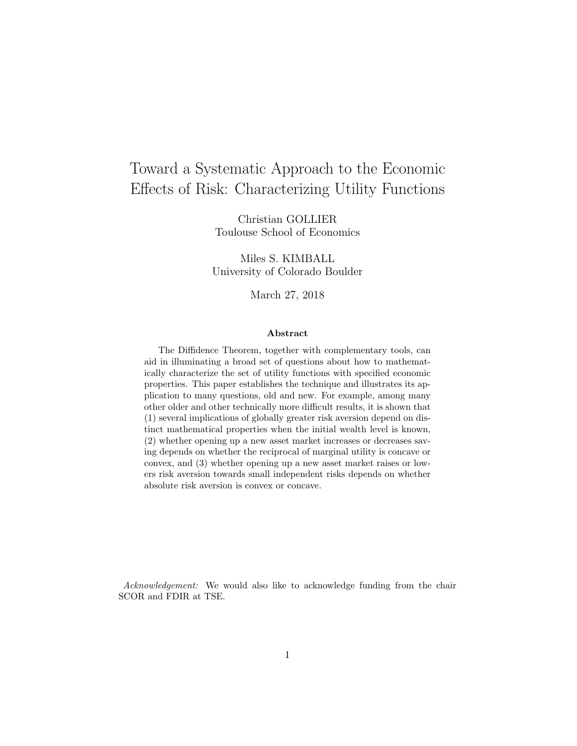# Toward a Systematic Approach to the Economic Effects of Risk: Characterizing Utility Functions

Christian GOLLIER
Toulouse School of Economics

Miles S. KIMBALL
University of Colorado Boulder

March 27, 2018

### Abstract

The Diffidence Theorem, together with complementary tools, can aid in illuminating a broad set of questions about how to mathematically characterize the set of utility functions with specified economic properties. This paper establishes the technique and illustrates its application to many questions, old and new. For example, among many other older and other technically more difficult results, it is shown that (1) several implications of globally greater risk aversion depend on distinct mathematical properties when the initial wealth level is known, (2) whether opening up a new asset market increases or decreases saving depends on whether the reciprocal of marginal utility is concave or convex, and (3) whether opening up a new asset market raises or lowers risk aversion towards small independent risks depends on whether absolute risk aversion is convex or concave.

*Acknowledgement:* We would also like to acknowledge funding from the chair SCOR and FDIR at TSE.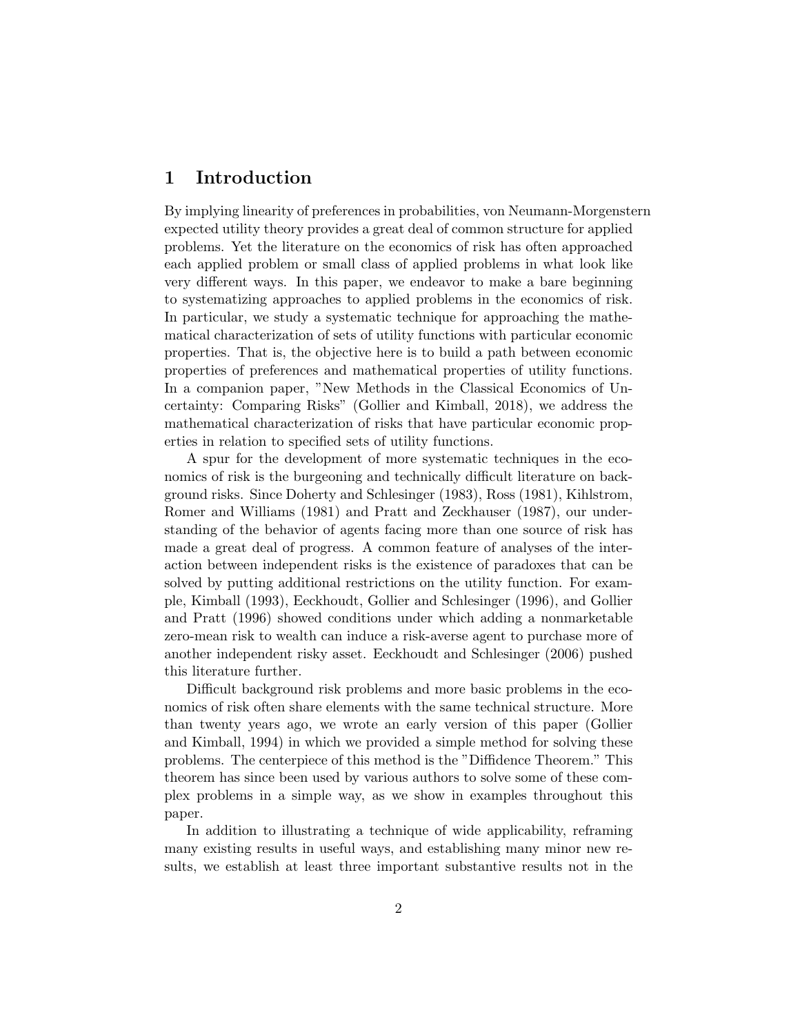# 1 Introduction

By implying linearity of preferences in probabilities, von Neumann-Morgenstern expected utility theory provides a great deal of common structure for applied problems. Yet the literature on the economics of risk has often approached each applied problem or small class of applied problems in what look like very different ways. In this paper, we endeavor to make a bare beginning to systematizing approaches to applied problems in the economics of risk. In particular, we study a systematic technique for approaching the mathematical characterization of sets of utility functions with particular economic properties. That is, the objective here is to build a path between economic properties of preferences and mathematical properties of utility functions. In a companion paper, "New Methods in the Classical Economics of Uncertainty: Comparing Risks" (Gollier and Kimball, 2018), we address the mathematical characterization of risks that have particular economic properties in relation to specified sets of utility functions.

A spur for the development of more systematic techniques in the economics of risk is the burgeoning and technically difficult literature on background risks. Since Doherty and Schlesinger (1983), Ross (1981), Kihlstrom, Romer and Williams (1981) and Pratt and Zeckhauser (1987), our understanding of the behavior of agents facing more than one source of risk has made a great deal of progress. A common feature of analyses of the interaction between independent risks is the existence of paradoxes that can be solved by putting additional restrictions on the utility function. For example, Kimball (1993), Eeckhoudt, Gollier and Schlesinger (1996), and Gollier and Pratt (1996) showed conditions under which adding a nonmarketable zero-mean risk to wealth can induce a risk-averse agent to purchase more of another independent risky asset. Eeckhoudt and Schlesinger (2006) pushed this literature further.

Difficult background risk problems and more basic problems in the economics of risk often share elements with the same technical structure. More than twenty years ago, we wrote an early version of this paper (Gollier and Kimball, 1994) in which we provided a simple method for solving these problems. The centerpiece of this method is the "Diffidence Theorem." This theorem has since been used by various authors to solve some of these complex problems in a simple way, as we show in examples throughout this paper.

In addition to illustrating a technique of wide applicability, reframing many existing results in useful ways, and establishing many minor new results, we establish at least three important substantive results not in the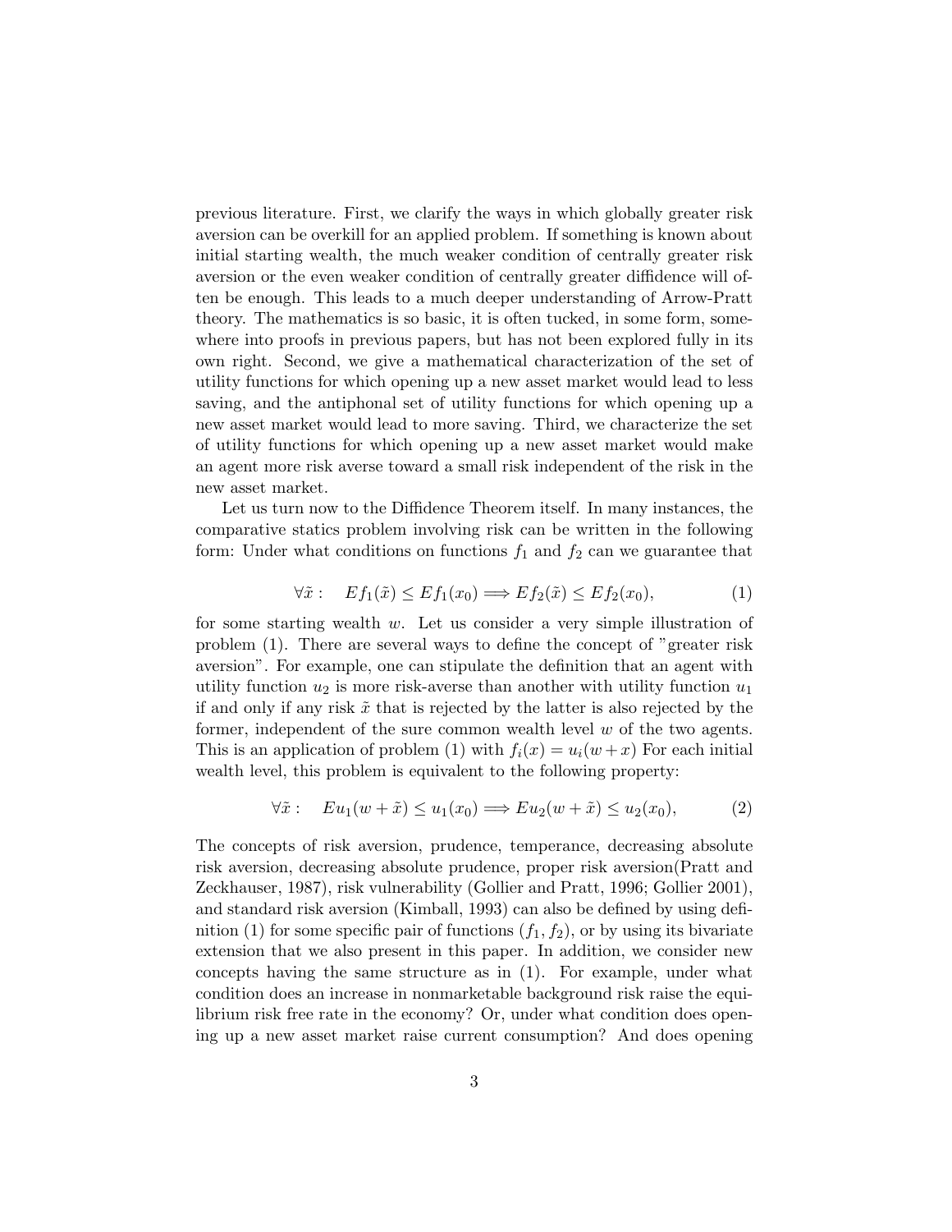previous literature. First, we clarify the ways in which globally greater risk aversion can be overkill for an applied problem. If something is known about initial starting wealth, the much weaker condition of centrally greater risk aversion or the even weaker condition of centrally greater diffidence will often be enough. This leads to a much deeper understanding of Arrow-Pratt theory. The mathematics is so basic, it is often tucked, in some form, somewhere into proofs in previous papers, but has not been explored fully in its own right. Second, we give a mathematical characterization of the set of utility functions for which opening up a new asset market would lead to less saving, and the antiphonal set of utility functions for which opening up a new asset market would lead to more saving. Third, we characterize the set of utility functions for which opening up a new asset market would make an agent more risk averse toward a small risk independent of the risk in the new asset market.

Let us turn now to the Diffidence Theorem itself. In many instances, the comparative statics problem involving risk can be written in the following form: Under what conditions on functions $f_1$ and $f_2$ can we guarantee that

$$\forall \tilde{x}: \quad Ef_1(\tilde{x}) \leq Ef_1(x_0) \Longrightarrow Ef_2(\tilde{x}) \leq Ef_2(x_0), \tag{1}$$

for some starting wealth $w$. Let us consider a very simple illustration of problem (1). There are several ways to define the concept of "greater risk aversion". For example, one can stipulate the definition that an agent with utility function $u_2$ is more risk-averse than another with utility function $u_1$ if and only if any risk $\tilde{x}$ that is rejected by the latter is also rejected by the former, independent of the sure common wealth level $w$ of the two agents. This is an application of problem (1) with $f_i(x) = u_i(w + x)$ For each initial wealth level, this problem is equivalent to the following property:

$$\forall \tilde{x}: \quad Eu_1(w + \tilde{x}) \leq u_1(x_0) \Longrightarrow Eu_2(w + \tilde{x}) \leq u_2(x_0), \tag{2}$$

The concepts of risk aversion, prudence, temperance, decreasing absolute risk aversion, decreasing absolute prudence, proper risk aversion(Pratt and Zeckhauser, 1987), risk vulnerability (Gollier and Pratt, 1996; Gollier 2001), and standard risk aversion (Kimball, 1993) can also be defined by using definition (1) for some specific pair of functions $(f_1, f_2)$, or by using its bivariate extension that we also present in this paper. In addition, we consider new concepts having the same structure as in (1). For example, under what condition does an increase in nonmarketable background risk raise the equilibrium risk free rate in the economy? Or, under what condition does opening up a new asset market raise current consumption? And does opening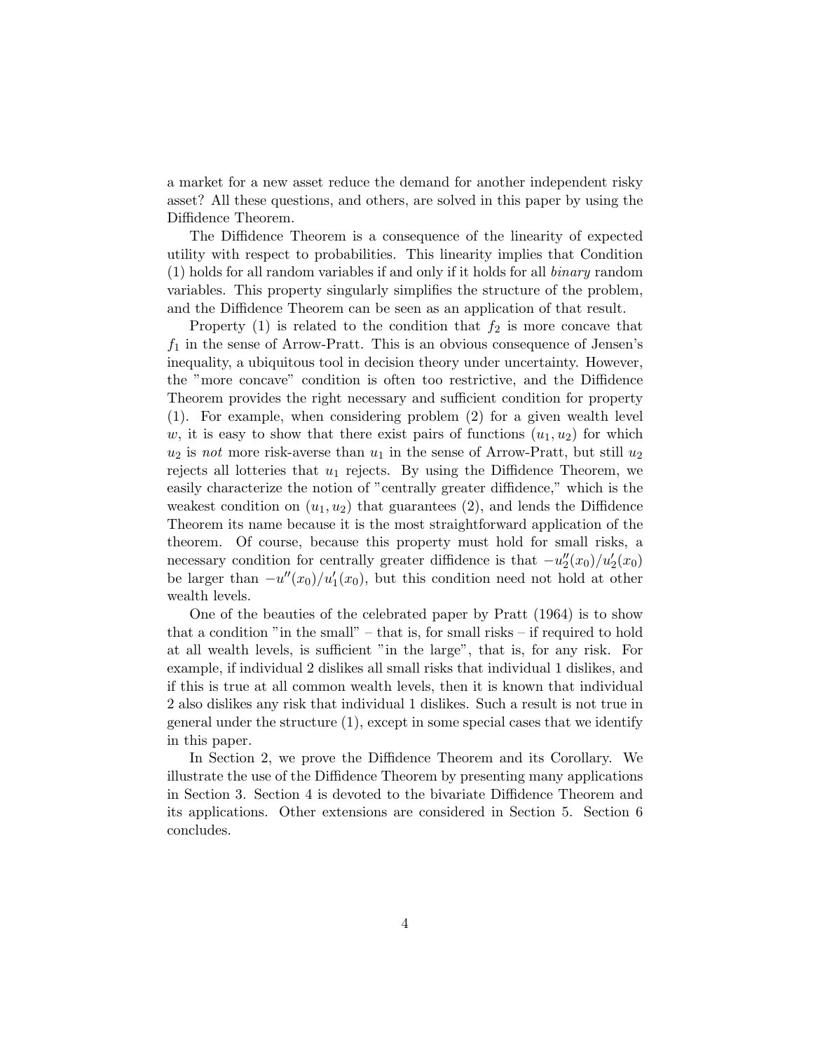a market for a new asset reduce the demand for another independent risky asset? All these questions, and others, are solved in this paper by using the Diffidence Theorem.

The Diffidence Theorem is a consequence of the linearity of expected utility with respect to probabilities. This linearity implies that Condition (1) holds for all random variables if and only if it holds for all *binary* random variables. This property singularly simplifies the structure of the problem, and the Diffidence Theorem can be seen as an application of that result.

Property (1) is related to the condition that $f_2$ is more concave that $f_1$ in the sense of Arrow-Pratt. This is an obvious consequence of Jensen's inequality, a ubiquitous tool in decision theory under uncertainty. However, the "more concave" condition is often too restrictive, and the Diffidence Theorem provides the right necessary and sufficient condition for property (1). For example, when considering problem (2) for a given wealth level $w$, it is easy to show that there exist pairs of functions $(u_1, u_2)$ for which $u_2$ is *not* more risk-averse than $u_1$ in the sense of Arrow-Pratt, but still $u_2$ rejects all lotteries that $u_1$ rejects. By using the Diffidence Theorem, we easily characterize the notion of "centrally greater diffidence," which is the weakest condition on $(u_1, u_2)$ that guarantees (2), and lends the Diffidence Theorem its name because it is the most straightforward application of the theorem. Of course, because this property must hold for small risks, a necessary condition for centrally greater diffidence is that $-u_2''(x_0)/u_2'(x_0)$ be larger than $-u''(x_0)/u_1'(x_0)$, but this condition need not hold at other wealth levels.

One of the beauties of the celebrated paper by Pratt (1964) is to show that a condition "in the small" – that is, for small risks – if required to hold at all wealth levels, is sufficient "in the large", that is, for any risk. For example, if individual 2 dislikes all small risks that individual 1 dislikes, and if this is true at all common wealth levels, then it is known that individual 2 also dislikes any risk that individual 1 dislikes. Such a result is not true in general under the structure (1), except in some special cases that we identify in this paper.

In Section 2, we prove the Diffidence Theorem and its Corollary. We illustrate the use of the Diffidence Theorem by presenting many applications in Section 3. Section 4 is devoted to the bivariate Diffidence Theorem and its applications. Other extensions are considered in Section 5. Section 6 concludes.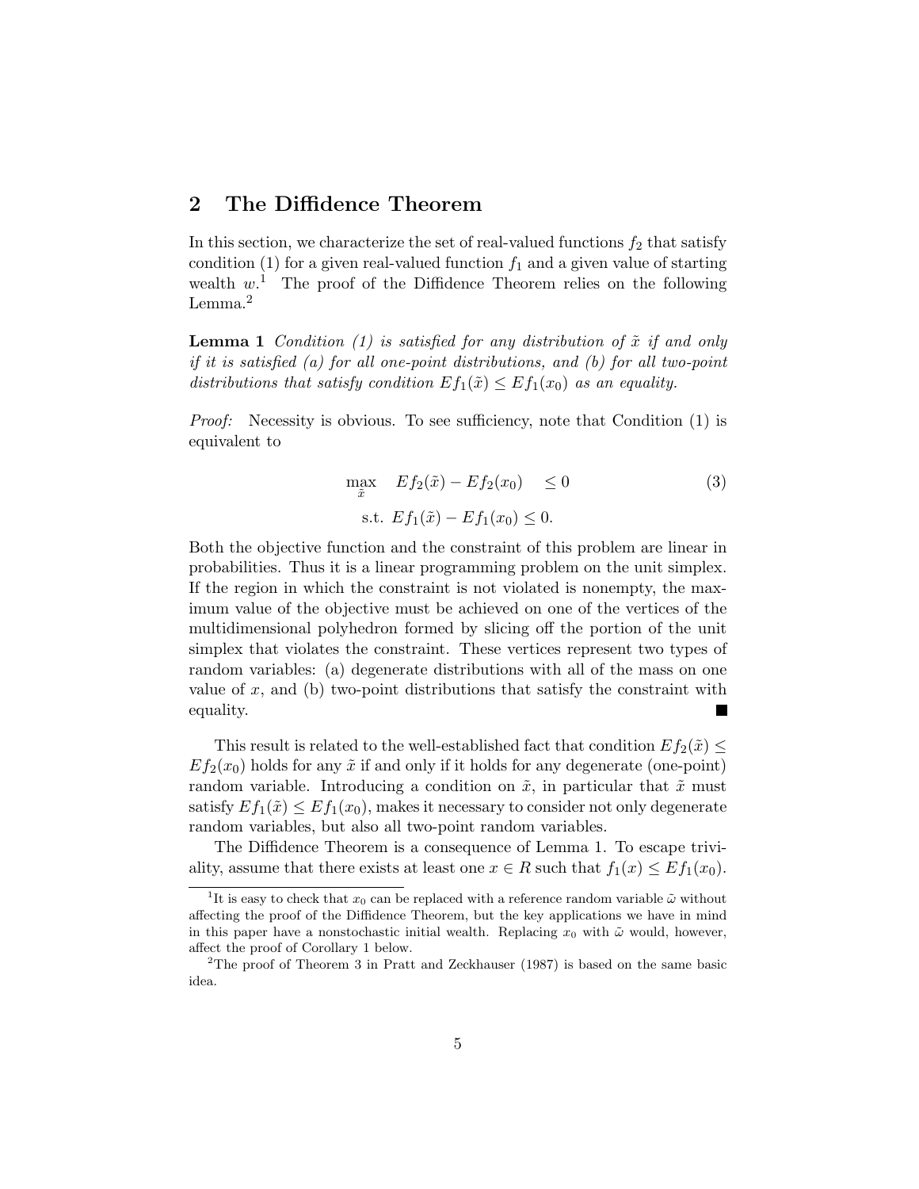## 2 The Diffidence Theorem

In this section, we characterize the set of real-valued functions $f_2$ that satisfy condition (1) for a given real-valued function $f_1$ and a given value of starting wealth $w$.[1] The proof of the Diffidence Theorem relies on the following Lemma.[2]

**Lemma 1** *Condition (1) is satisfied for any distribution of $\tilde{x}$ if and only if it is satisfied (a) for all one-point distributions, and (b) for all two-point distributions that satisfy condition $Ef_1(\tilde{x}) \leq Ef_1(x_0)$ as an equality.*

*Proof:* Necessity is obvious. To see sufficiency, note that Condition (1) is equivalent to

$$\max_{\tilde{x}} \quad Ef_2(\tilde{x}) - Ef_2(x_0) \quad \leq 0 \qquad (3)$$
$$\text{s.t. } Ef_1(\tilde{x}) - Ef_1(x_0) \leq 0.$$

Both the objective function and the constraint of this problem are linear in probabilities. Thus it is a linear programming problem on the unit simplex. If the region in which the constraint is not violated is nonempty, the maximum value of the objective must be achieved on one of the vertices of the multidimensional polyhedron formed by slicing off the portion of the unit simplex that violates the constraint. These vertices represent two types of random variables: (a) degenerate distributions with all of the mass on one value of $x$, and (b) two-point distributions that satisfy the constraint with equality. ■

This result is related to the well-established fact that condition $Ef_2(\tilde{x}) \leq Ef_2(x_0)$ holds for any $\tilde{x}$ if and only if it holds for any degenerate (one-point) random variable. Introducing a condition on $\tilde{x}$, in particular that $\tilde{x}$ must satisfy $Ef_1(\tilde{x}) \leq Ef_1(x_0)$, makes it necessary to consider not only degenerate random variables, but also all two-point random variables.

The Diffidence Theorem is a consequence of Lemma 1. To escape triviality, assume that there exists at least one $x \in R$ such that $f_1(x) \leq Ef_1(x_0)$.

---

[1] It is easy to check that $x_0$ can be replaced with a reference random variable $\tilde{\omega}$ without affecting the proof of the Diffidence Theorem, but the key applications we have in mind in this paper have a nonstochastic initial wealth. Replacing $x_0$ with $\tilde{\omega}$ would, however, affect the proof of Corollary 1 below.

[2] The proof of Theorem 3 in Pratt and Zeckhauser (1987) is based on the same basic idea.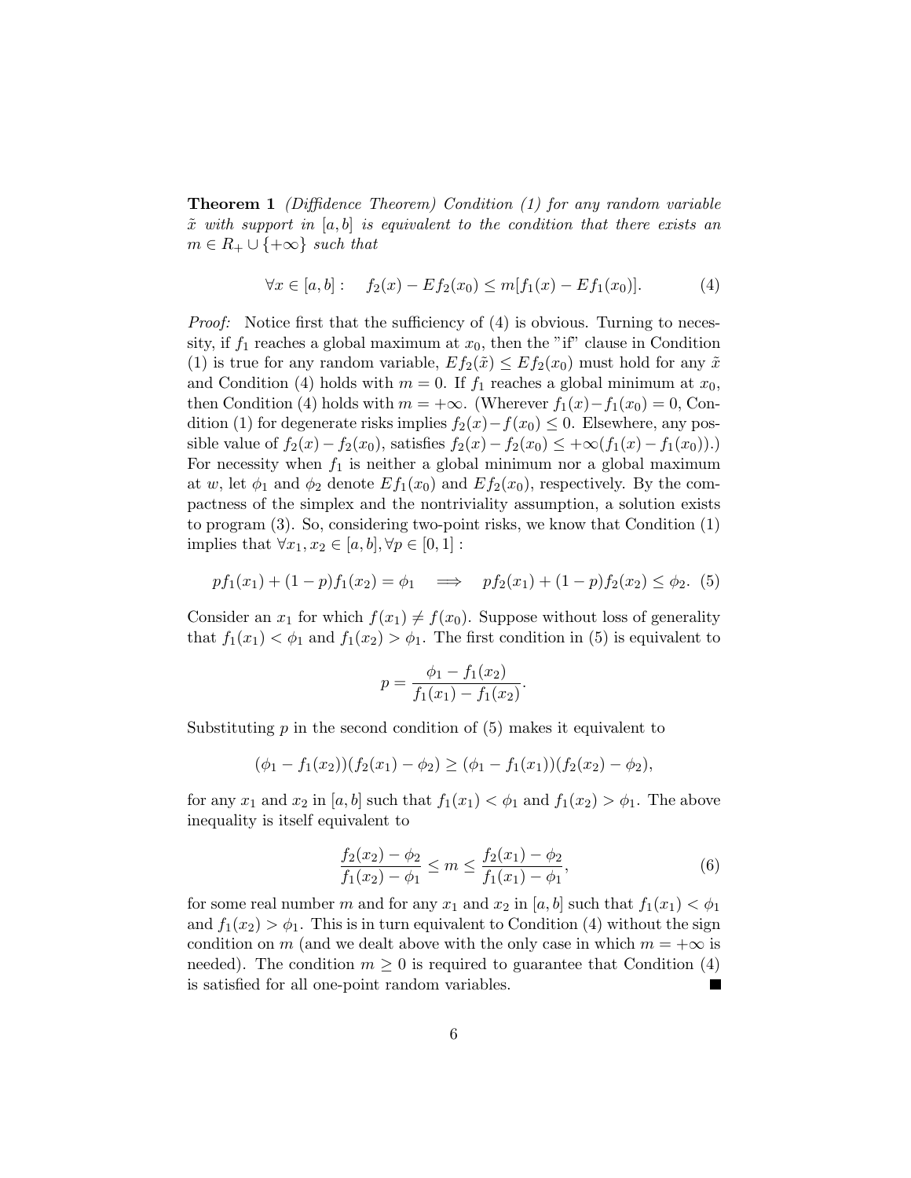**Theorem 1** *(Diffidence Theorem) Condition (1) for any random variable $\tilde{x}$ with support in $[a, b]$ is equivalent to the condition that there exists an $m \in R_+ \cup \{+\infty\}$ such that*

$$\forall x \in [a,b]: \quad f_2(x) - Ef_2(x_0) \leq m[f_1(x) - Ef_1(x_0)]. \tag{4}$$

*Proof:* Notice first that the sufficiency of (4) is obvious. Turning to necessity, if $f_1$ reaches a global maximum at $x_0$, then the "if" clause in Condition (1) is true for any random variable, $Ef_2(\tilde{x}) \leq Ef_2(x_0)$ must hold for any $\tilde{x}$ and Condition (4) holds with $m = 0$. If $f_1$ reaches a global minimum at $x_0$, then Condition (4) holds with $m = +\infty$. (Wherever $f_1(x) - f_1(x_0) = 0$, Condition (1) for degenerate risks implies $f_2(x) - f(x_0) \leq 0$. Elsewhere, any possible value of $f_2(x) - f_2(x_0)$, satisfies $f_2(x) - f_2(x_0) \leq +\infty(f_1(x) - f_1(x_0))$.) For necessity when $f_1$ is neither a global minimum nor a global maximum at $w$, let $\phi_1$ and $\phi_2$ denote $Ef_1(x_0)$ and $Ef_2(x_0)$, respectively. By the compactness of the simplex and the nontriviality assumption, a solution exists to program (3). So, considering two-point risks, we know that Condition (1) implies that $\forall x_1, x_2 \in [a, b], \forall p \in [0, 1]$ :

$$pf_1(x_1) + (1-p)f_1(x_2) = \phi_1 \implies pf_2(x_1) + (1-p)f_2(x_2) \leq \phi_2. \tag{5}$$

Consider an $x_1$ for which $f(x_1) \neq f(x_0)$. Suppose without loss of generality that $f_1(x_1) < \phi_1$ and $f_1(x_2) > \phi_1$. The first condition in (5) is equivalent to

$$p = \frac{\phi_1 - f_1(x_2)}{f_1(x_1) - f_1(x_2)}.$$

Substituting $p$ in the second condition of (5) makes it equivalent to

$$(\phi_1 - f_1(x_2))(f_2(x_1) - \phi_2) \geq (\phi_1 - f_1(x_1))(f_2(x_2) - \phi_2),$$

for any $x_1$ and $x_2$ in $[a, b]$ such that $f_1(x_1) < \phi_1$ and $f_1(x_2) > \phi_1$. The above inequality is itself equivalent to

$$\frac{f_2(x_2) - \phi_2}{f_1(x_2) - \phi_1} \leq m \leq \frac{f_2(x_1) - \phi_2}{f_1(x_1) - \phi_1}, \tag{6}$$

for some real number $m$ and for any $x_1$ and $x_2$ in $[a, b]$ such that $f_1(x_1) < \phi_1$ and $f_1(x_2) > \phi_1$. This is in turn equivalent to Condition (4) without the sign condition on $m$ (and we dealt above with the only case in which $m = +\infty$ is needed). The condition $m \geq 0$ is required to guarantee that Condition (4) is satisfied for all one-point random variables. ∎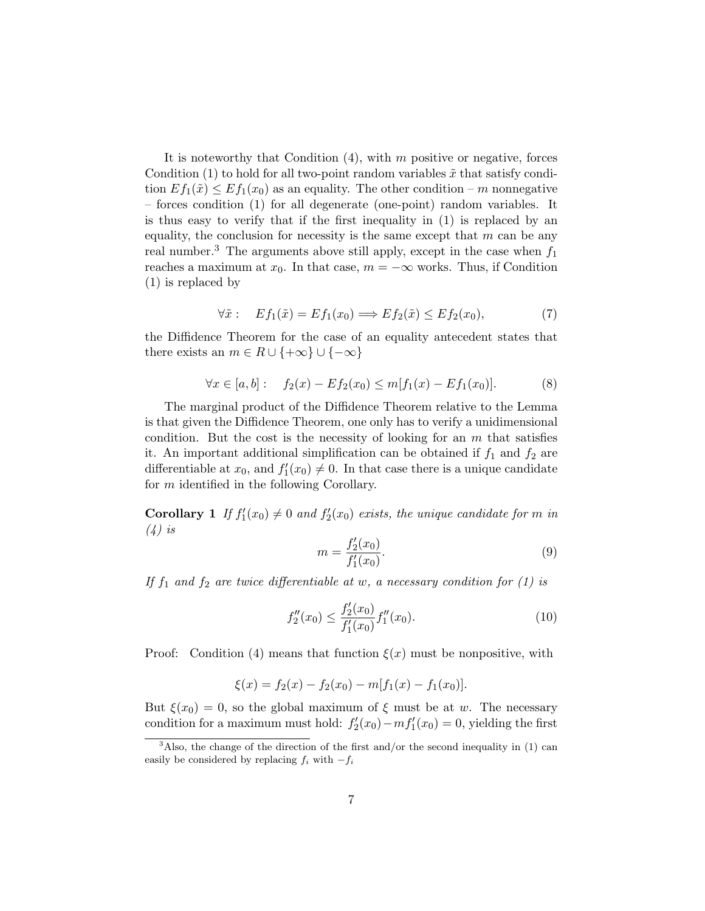It is noteworthy that Condition (4), with $m$ positive or negative, forces Condition (1) to hold for all two-point random variables $\tilde{x}$ that satisfy condition $Ef_1(\tilde{x}) \leq Ef_1(x_0)$ as an equality. The other condition – $m$ nonnegative – forces condition (1) for all degenerate (one-point) random variables. It is thus easy to verify that if the first inequality in (1) is replaced by an equality, the conclusion for necessity is the same except that $m$ can be any real number.[3] The arguments above still apply, except in the case when $f_1$ reaches a maximum at $x_0$. In that case, $m = -\infty$ works. Thus, if Condition (1) is replaced by

$$\forall \tilde{x} : \quad Ef_1(\tilde{x}) = Ef_1(x_0) \Longrightarrow Ef_2(\tilde{x}) \leq Ef_2(x_0), \tag{7}$$

the Diffidence Theorem for the case of an equality antecedent states that there exists an $m \in R \cup \{+\infty\} \cup \{-\infty\}$

$$\forall x \in [a, b] : \quad f_2(x) - Ef_2(x_0) \leq m[f_1(x) - Ef_1(x_0)]. \tag{8}$$

The marginal product of the Diffidence Theorem relative to the Lemma is that given the Diffidence Theorem, one only has to verify a unidimensional condition. But the cost is the necessity of looking for an $m$ that satisfies it. An important additional simplification can be obtained if $f_1$ and $f_2$ are differentiable at $x_0$, and $f_1'(x_0) \neq 0$. In that case there is a unique candidate for $m$ identified in the following Corollary.

**Corollary 1** *If $f_1'(x_0) \neq 0$ and $f_2'(x_0)$ exists, the unique candidate for $m$ in (4) is*

$$m = \frac{f_2'(x_0)}{f_1'(x_0)}. \tag{9}$$

*If $f_1$ and $f_2$ are twice differentiable at $w$, a necessary condition for (1) is*

$$f_2''(x_0) \leq \frac{f_2'(x_0)}{f_1'(x_0)} f_1''(x_0). \tag{10}$$

Proof: Condition (4) means that function $\xi(x)$ must be nonpositive, with

$$\xi(x) = f_2(x) - f_2(x_0) - m[f_1(x) - f_1(x_0)].$$

But $\xi(x_0) = 0$, so the global maximum of $\xi$ must be at $w$. The necessary condition for a maximum must hold: $f_2'(x_0) - m f_1'(x_0) = 0$, yielding the first

[3] Also, the change of the direction of the first and/or the second inequality in (1) can easily be considered by replacing $f_i$ with $-f_i$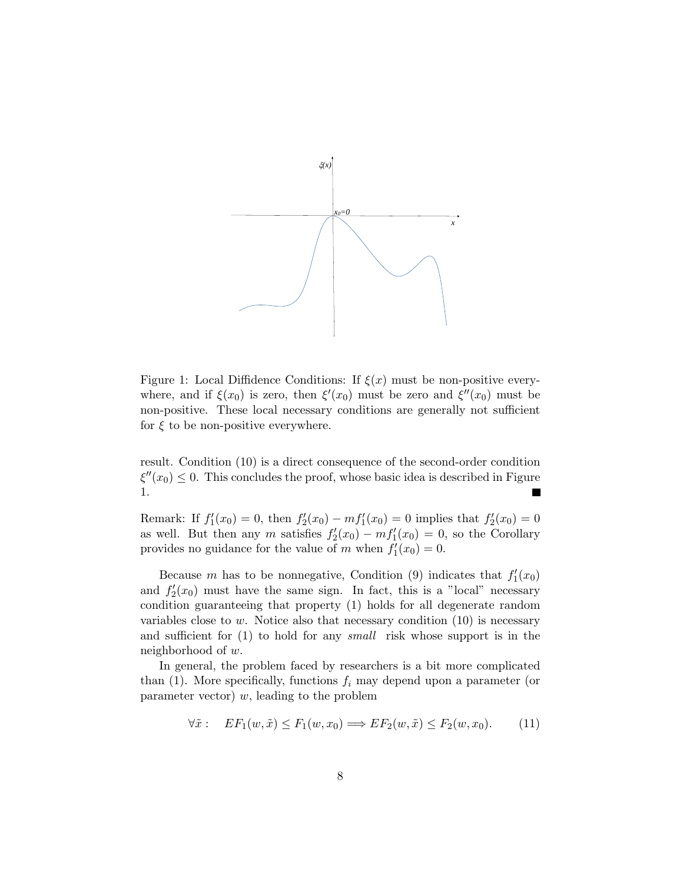Figure 1: Local Diffidence Conditions: If $\xi(x)$ must be non-positive everywhere, and if $\xi(x_0)$ is zero, then $\xi'(x_0)$ must be zero and $\xi''(x_0)$ must be non-positive. These local necessary conditions are generally not sufficient for $\xi$ to be non-positive everywhere.

result. Condition (10) is a direct consequence of the second-order condition $\xi''(x_0) \leq 0$. This concludes the proof, whose basic idea is described in Figure 1. ∎

Remark: If $f_1'(x_0) = 0$, then $f_2'(x_0) - mf_1'(x_0) = 0$ implies that $f_2'(x_0) = 0$ as well. But then any $m$ satisfies $f_2'(x_0) - mf_1'(x_0) = 0$, so the Corollary provides no guidance for the value of $m$ when $f_1'(x_0) = 0$.

Because $m$ has to be nonnegative, Condition (9) indicates that $f_1'(x_0)$ and $f_2'(x_0)$ must have the same sign. In fact, this is a "local" necessary condition guaranteeing that property (1) holds for all degenerate random variables close to $w$. Notice also that necessary condition (10) is necessary and sufficient for (1) to hold for any *small* risk whose support is in the neighborhood of $w$.

In general, the problem faced by researchers is a bit more complicated than (1). More specifically, functions $f_i$ may depend upon a parameter (or parameter vector) $w$, leading to the problem

$$\forall \tilde{x}: \quad EF_1(w, \tilde{x}) \leq F_1(w, x_0) \Longrightarrow EF_2(w, \tilde{x}) \leq F_2(w, x_0). \tag{11}$$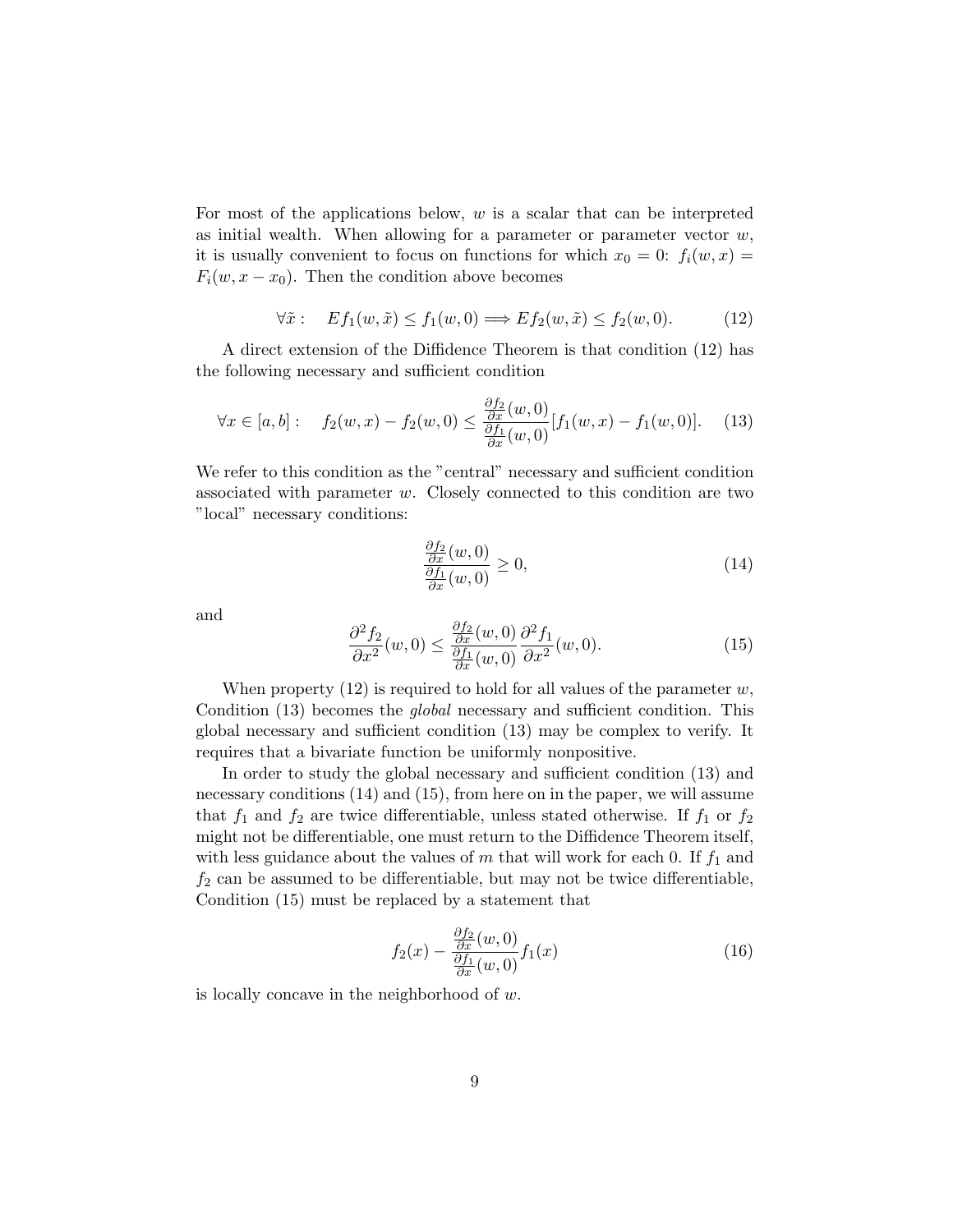For most of the applications below, $w$ is a scalar that can be interpreted as initial wealth. When allowing for a parameter or parameter vector $w$, it is usually convenient to focus on functions for which $x_0 = 0$: $f_i(w, x) = F_i(w, x - x_0)$. Then the condition above becomes

$$\forall \tilde{x}: \quad Ef_1(w, \tilde{x}) \leq f_1(w, 0) \Longrightarrow Ef_2(w, \tilde{x}) \leq f_2(w, 0). \tag{12}$$

A direct extension of the Diffidence Theorem is that condition (12) has the following necessary and sufficient condition

$$\forall x \in [a, b]: \quad f_2(w, x) - f_2(w, 0) \leq \frac{\frac{\partial f_2}{\partial x}(w, 0)}{\frac{\partial f_1}{\partial x}(w, 0)}[f_1(w, x) - f_1(w, 0)]. \tag{13}$$

We refer to this condition as the "central" necessary and sufficient condition associated with parameter $w$. Closely connected to this condition are two "local" necessary conditions:

$$\frac{\frac{\partial f_2}{\partial x}(w, 0)}{\frac{\partial f_1}{\partial x}(w, 0)} \geq 0, \tag{14}$$

and

$$\frac{\partial^2 f_2}{\partial x^2}(w, 0) \leq \frac{\frac{\partial f_2}{\partial x}(w, 0)}{\frac{\partial f_1}{\partial x}(w, 0)} \frac{\partial^2 f_1}{\partial x^2}(w, 0). \tag{15}$$

When property (12) is required to hold for all values of the parameter $w$, Condition (13) becomes the *global* necessary and sufficient condition. This global necessary and sufficient condition (13) may be complex to verify. It requires that a bivariate function be uniformly nonpositive.

In order to study the global necessary and sufficient condition (13) and necessary conditions (14) and (15), from here on in the paper, we will assume that $f_1$ and $f_2$ are twice differentiable, unless stated otherwise. If $f_1$ or $f_2$ might not be differentiable, one must return to the Diffidence Theorem itself, with less guidance about the values of $m$ that will work for each 0. If $f_1$ and $f_2$ can be assumed to be differentiable, but may not be twice differentiable, Condition (15) must be replaced by a statement that

$$f_2(x) - \frac{\frac{\partial f_2}{\partial x}(w, 0)}{\frac{\partial f_1}{\partial x}(w, 0)} f_1(x) \tag{16}$$

is locally concave in the neighborhood of $w$.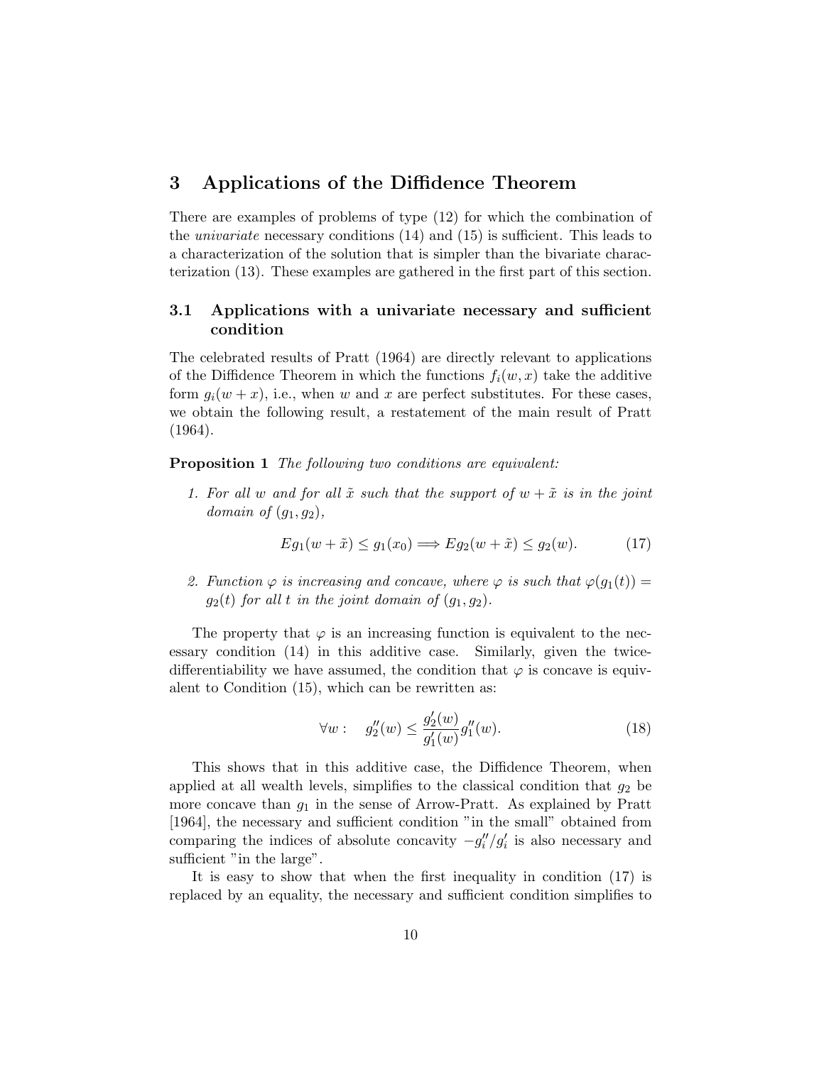## 3 Applications of the Diffidence Theorem

There are examples of problems of type (12) for which the combination of the *univariate* necessary conditions (14) and (15) is sufficient. This leads to a characterization of the solution that is simpler than the bivariate characterization (13). These examples are gathered in the first part of this section.

### 3.1 Applications with a univariate necessary and sufficient condition

The celebrated results of Pratt (1964) are directly relevant to applications of the Diffidence Theorem in which the functions $f_i(w, x)$ take the additive form $g_i(w + x)$, i.e., when $w$ and $x$ are perfect substitutes. For these cases, we obtain the following result, a restatement of the main result of Pratt (1964).

**Proposition 1** *The following two conditions are equivalent:*

1. *For all $w$ and for all $\tilde{x}$ such that the support of $w + \tilde{x}$ is in the joint domain of $(g_1, g_2)$,*

$$Eg_1(w + \tilde{x}) \leq g_1(x_0) \Longrightarrow Eg_2(w + \tilde{x}) \leq g_2(w). \tag{17}$$

2. *Function $\varphi$ is increasing and concave, where $\varphi$ is such that $\varphi(g_1(t)) = g_2(t)$ for all $t$ in the joint domain of $(g_1, g_2)$.*

The property that $\varphi$ is an increasing function is equivalent to the necessary condition (14) in this additive case. Similarly, given the twice-differentiability we have assumed, the condition that $\varphi$ is concave is equivalent to Condition (15), which can be rewritten as:

$$\forall w : \quad g_2''(w) \leq \frac{g_2'(w)}{g_1'(w)} g_1''(w). \tag{18}$$

This shows that in this additive case, the Diffidence Theorem, when applied at all wealth levels, simplifies to the classical condition that $g_2$ be more concave than $g_1$ in the sense of Arrow-Pratt. As explained by Pratt [1964], the necessary and sufficient condition "in the small" obtained from comparing the indices of absolute concavity $-g_i''/g_i'$ is also necessary and sufficient "in the large".

It is easy to show that when the first inequality in condition (17) is replaced by an equality, the necessary and sufficient condition simplifies to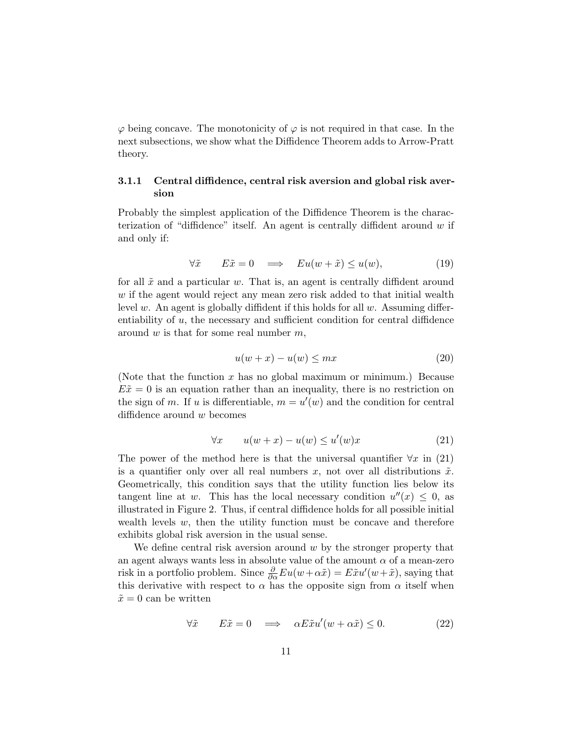$\varphi$ being concave. The monotonicity of $\varphi$ is not required in that case. In the next subsections, we show what the Diffidence Theorem adds to Arrow-Pratt theory.

### 3.1.1 Central diffidence, central risk aversion and global risk aversion

Probably the simplest application of the Diffidence Theorem is the characterization of "diffidence" itself. An agent is centrally diffident around $w$ if and only if:

$$\forall \tilde{x} \qquad E\tilde{x} = 0 \quad \Longrightarrow \quad Eu(w + \tilde{x}) \leq u(w), \tag{19}$$

for all $\tilde{x}$ and a particular $w$. That is, an agent is centrally diffident around $w$ if the agent would reject any mean zero risk added to that initial wealth level $w$. An agent is globally diffident if this holds for all $w$. Assuming differentiability of $u$, the necessary and sufficient condition for central diffidence around $w$ is that for some real number $m$,

$$u(w + x) - u(w) \leq mx \tag{20}$$

(Note that the function $x$ has no global maximum or minimum.) Because $E\tilde{x} = 0$ is an equation rather than an inequality, there is no restriction on the sign of $m$. If $u$ is differentiable, $m = u'(w)$ and the condition for central diffidence around $w$ becomes

$$\forall x \qquad u(w + x) - u(w) \leq u'(w)x \tag{21}$$

The power of the method here is that the universal quantifier $\forall x$ in (21) is a quantifier only over all real numbers $x$, not over all distributions $\tilde{x}$. Geometrically, this condition says that the utility function lies below its tangent line at $w$. This has the local necessary condition $u''(x) \leq 0$, as illustrated in Figure 2. Thus, if central diffidence holds for all possible initial wealth levels $w$, then the utility function must be concave and therefore exhibits global risk aversion in the usual sense.

We define central risk aversion around $w$ by the stronger property that an agent always wants less in absolute value of the amount $\alpha$ of a mean-zero risk in a portfolio problem. Since $\frac{\partial}{\partial \alpha} Eu(w + \alpha\tilde{x}) = E\tilde{x}u'(w + \tilde{x})$, saying that this derivative with respect to $\alpha$ has the opposite sign from $\alpha$ itself when $\tilde{x} = 0$ can be written

$$\forall \tilde{x} \qquad E\tilde{x} = 0 \quad \Longrightarrow \quad \alpha E\tilde{x}u'(w + \alpha\tilde{x}) \leq 0. \tag{22}$$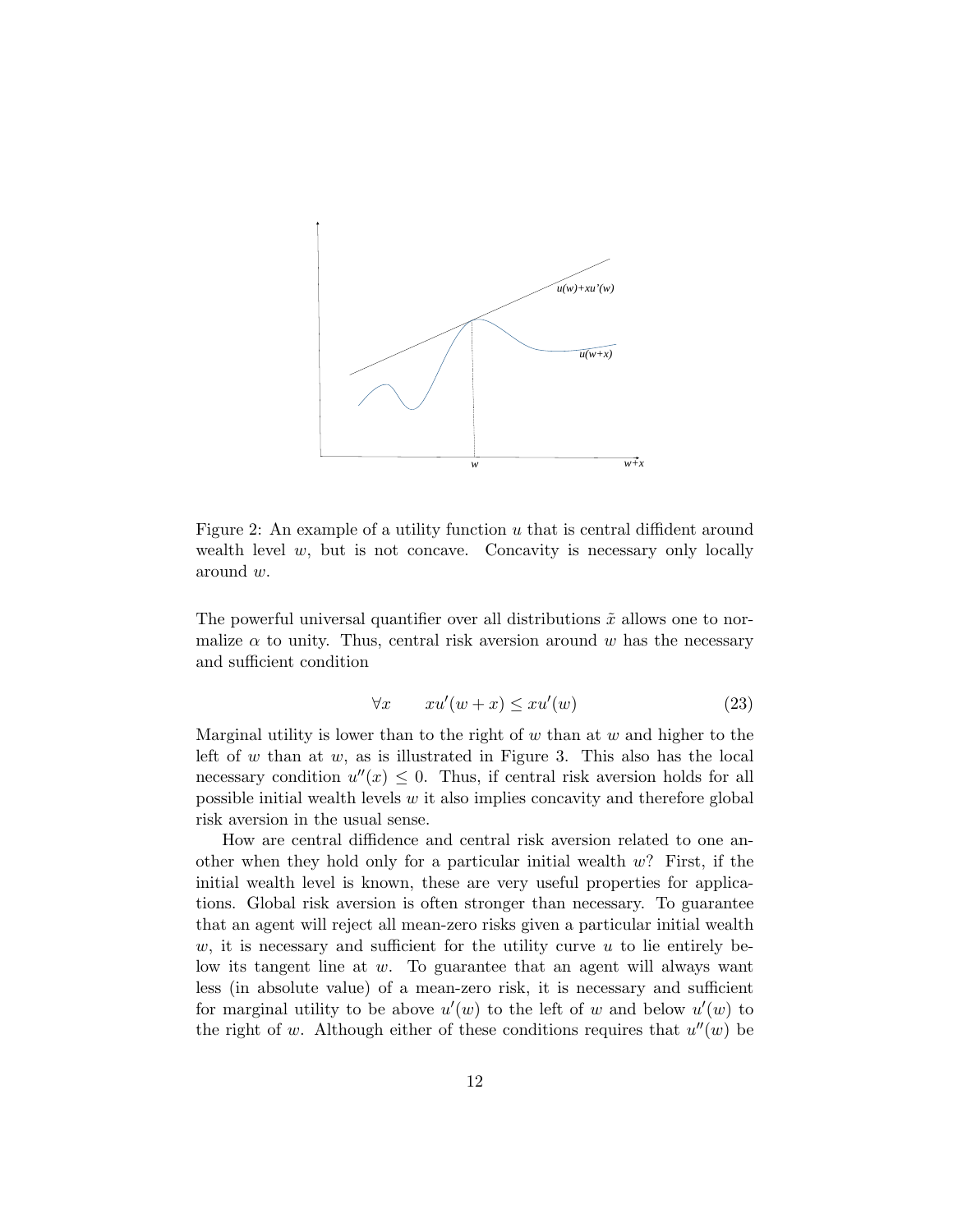Figure 2: An example of a utility function $u$ that is central diffident around wealth level $w$, but is not concave. Concavity is necessary only locally around $w$.

The powerful universal quantifier over all distributions $\tilde{x}$ allows one to normalize $\alpha$ to unity. Thus, central risk aversion around $w$ has the necessary and sufficient condition

$$\forall x \qquad xu'(w + x) \leq xu'(w) \tag{23}$$

Marginal utility is lower than to the right of $w$ than at $w$ and higher to the left of $w$ than at $w$, as is illustrated in Figure 3. This also has the local necessary condition $u''(x) \leq 0$. Thus, if central risk aversion holds for all possible initial wealth levels $w$ it also implies concavity and therefore global risk aversion in the usual sense.

How are central diffidence and central risk aversion related to one another when they hold only for a particular initial wealth $w$? First, if the initial wealth level is known, these are very useful properties for applications. Global risk aversion is often stronger than necessary. To guarantee that an agent will reject all mean-zero risks given a particular initial wealth $w$, it is necessary and sufficient for the utility curve $u$ to lie entirely below its tangent line at $w$. To guarantee that an agent will always want less (in absolute value) of a mean-zero risk, it is necessary and sufficient for marginal utility to be above $u'(w)$ to the left of $w$ and below $u'(w)$ to the right of $w$. Although either of these conditions requires that $u''(w)$ be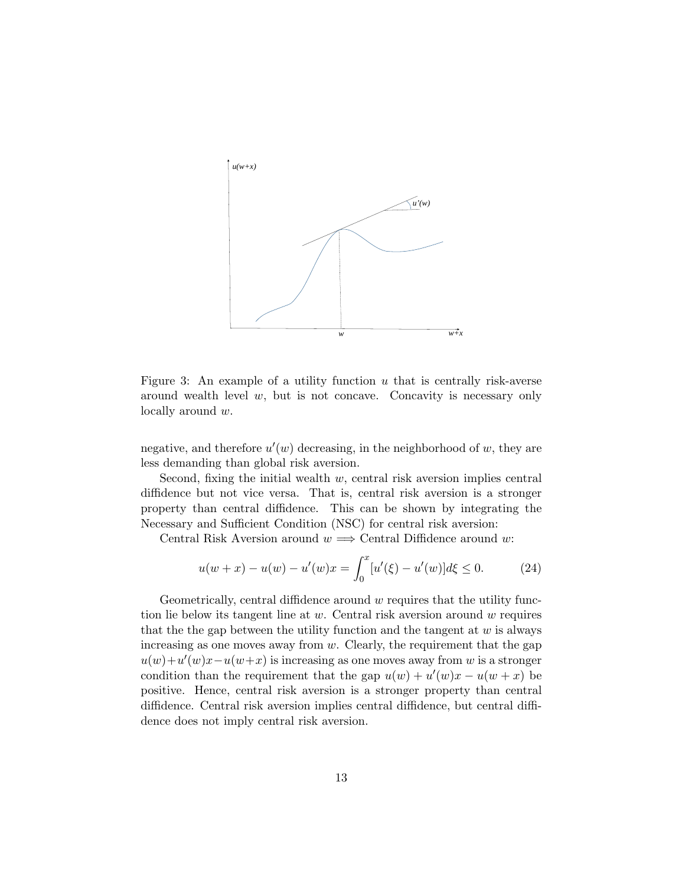Figure 3: An example of a utility function $u$ that is centrally risk-averse around wealth level $w$, but is not concave. Concavity is necessary only locally around $w$.

negative, and therefore $u'(w)$ decreasing, in the neighborhood of $w$, they are less demanding than global risk aversion.

Second, fixing the initial wealth $w$, central risk aversion implies central diffidence but not vice versa. That is, central risk aversion is a stronger property than central diffidence. This can be shown by integrating the Necessary and Sufficient Condition (NSC) for central risk aversion:

Central Risk Aversion around $w \Longrightarrow$ Central Diffidence around $w$:

$$u(w+x) - u(w) - u'(w)x = \int_0^x [u'(\xi) - u'(w)]d\xi \leq 0. \tag{24}$$

Geometrically, central diffidence around $w$ requires that the utility function lie below its tangent line at $w$. Central risk aversion around $w$ requires that the the gap between the utility function and the tangent at $w$ is always increasing as one moves away from $w$. Clearly, the requirement that the gap $u(w)+u'(w)x-u(w+x)$ is increasing as one moves away from $w$ is a stronger condition than the requirement that the gap $u(w) + u'(w)x - u(w + x)$ be positive. Hence, central risk aversion is a stronger property than central diffidence. Central risk aversion implies central diffidence, but central diffidence does not imply central risk aversion.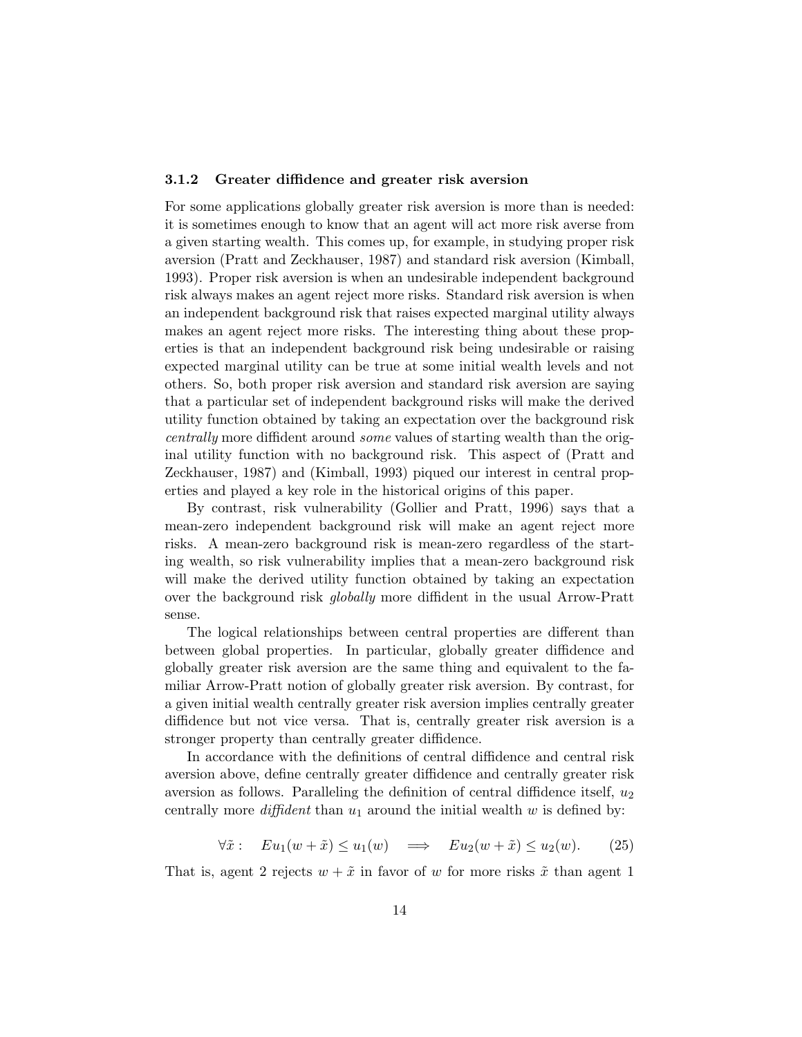### 3.1.2 Greater diffidence and greater risk aversion

For some applications globally greater risk aversion is more than is needed: it is sometimes enough to know that an agent will act more risk averse from a given starting wealth. This comes up, for example, in studying proper risk aversion (Pratt and Zeckhauser, 1987) and standard risk aversion (Kimball, 1993). Proper risk aversion is when an undesirable independent background risk always makes an agent reject more risks. Standard risk aversion is when an independent background risk that raises expected marginal utility always makes an agent reject more risks. The interesting thing about these properties is that an independent background risk being undesirable or raising expected marginal utility can be true at some initial wealth levels and not others. So, both proper risk aversion and standard risk aversion are saying that a particular set of independent background risks will make the derived utility function obtained by taking an expectation over the background risk *centrally* more diffident around *some* values of starting wealth than the original utility function with no background risk. This aspect of (Pratt and Zeckhauser, 1987) and (Kimball, 1993) piqued our interest in central properties and played a key role in the historical origins of this paper.

By contrast, risk vulnerability (Gollier and Pratt, 1996) says that a mean-zero independent background risk will make an agent reject more risks. A mean-zero background risk is mean-zero regardless of the starting wealth, so risk vulnerability implies that a mean-zero background risk will make the derived utility function obtained by taking an expectation over the background risk *globally* more diffident in the usual Arrow-Pratt sense.

The logical relationships between central properties are different than between global properties. In particular, globally greater diffidence and globally greater risk aversion are the same thing and equivalent to the familiar Arrow-Pratt notion of globally greater risk aversion. By contrast, for a given initial wealth centrally greater risk aversion implies centrally greater diffidence but not vice versa. That is, centrally greater risk aversion is a stronger property than centrally greater diffidence.

In accordance with the definitions of central diffidence and central risk aversion above, define centrally greater diffidence and centrally greater risk aversion as follows. Paralleling the definition of central diffidence itself, $u_2$ centrally more *diffident* than $u_1$ around the initial wealth $w$ is defined by:

$$\forall \tilde{x}: \quad Eu_1(w+\tilde{x}) \leq u_1(w) \implies Eu_2(w+\tilde{x}) \leq u_2(w). \tag{25}$$

That is, agent 2 rejects $w+\tilde{x}$ in favor of $w$ for more risks $\tilde{x}$ than agent 1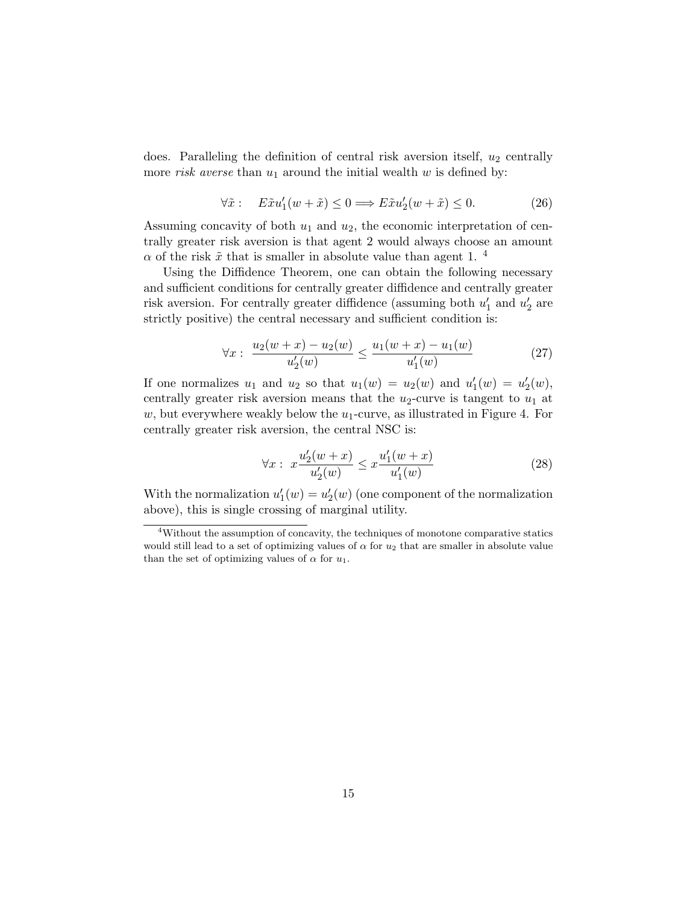does. Paralleling the definition of central risk aversion itself, $u_2$ centrally more *risk averse* than $u_1$ around the initial wealth $w$ is defined by:

$$\forall \tilde{x} : \quad E\tilde{x}u_1'(w + \tilde{x}) \leq 0 \Longrightarrow E\tilde{x}u_2'(w + \tilde{x}) \leq 0. \tag{26}$$

Assuming concavity of both $u_1$ and $u_2$, the economic interpretation of centrally greater risk aversion is that agent 2 would always choose an amount $\alpha$ of the risk $\tilde{x}$ that is smaller in absolute value than agent 1. [4]

Using the Diffidence Theorem, one can obtain the following necessary and sufficient conditions for centrally greater diffidence and centrally greater risk aversion. For centrally greater diffidence (assuming both $u_1'$ and $u_2'$ are strictly positive) the central necessary and sufficient condition is:

$$\forall x : \; \frac{u_2(w + x) - u_2(w)}{u_2'(w)} \leq \frac{u_1(w + x) - u_1(w)}{u_1'(w)} \tag{27}$$

If one normalizes $u_1$ and $u_2$ so that $u_1(w) = u_2(w)$ and $u_1'(w) = u_2'(w)$, centrally greater risk aversion means that the $u_2$-curve is tangent to $u_1$ at $w$, but everywhere weakly below the $u_1$-curve, as illustrated in Figure 4. For centrally greater risk aversion, the central NSC is:

$$\forall x : \; x\frac{u_2'(w + x)}{u_2'(w)} \leq x\frac{u_1'(w + x)}{u_1'(w)} \tag{28}$$

With the normalization $u_1'(w) = u_2'(w)$ (one component of the normalization above), this is single crossing of marginal utility.

[4] Without the assumption of concavity, the techniques of monotone comparative statics would still lead to a set of optimizing values of $\alpha$ for $u_2$ that are smaller in absolute value than the set of optimizing values of $\alpha$ for $u_1$.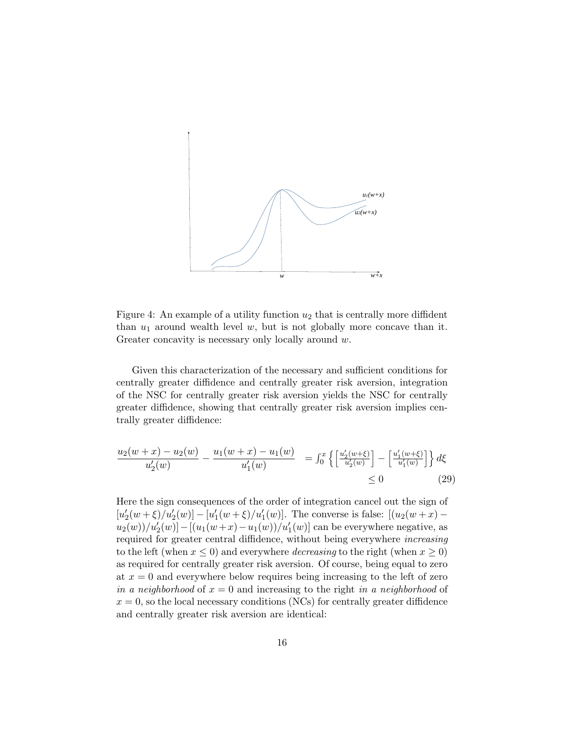Figure 4: An example of a utility function $u_2$ that is centrally more diffident than $u_1$ around wealth level $w$, but is not globally more concave than it. Greater concavity is necessary only locally around $w$.

Given this characterization of the necessary and sufficient conditions for centrally greater diffidence and centrally greater risk aversion, integration of the NSC for centrally greater risk aversion yields the NSC for centrally greater diffidence, showing that centrally greater risk aversion implies centrally greater diffidence:

$$\frac{u_2(w+x)-u_2(w)}{u_2'(w)} - \frac{u_1(w+x)-u_1(w)}{u_1'(w)} = \int_0^x \left\{ \left[\frac{u_2'(w+\xi)}{u_2'(w)}\right] - \left[\frac{u_1'(w+\xi)}{u_1'(w)}\right] \right\} d\xi \leq 0 \tag{29}$$

Here the sign consequences of the order of integration cancel out the sign of $[u_2'(w+\xi)/u_2'(w)] - [u_1'(w+\xi)/u_1'(w)]$. The converse is false: $[(u_2(w+x) - u_2(w))/u_2'(w)] - [(u_1(w+x) - u_1(w))/u_1'(w)]$ can be everywhere negative, as required for greater central diffidence, without being everywhere *increasing* to the left (when $x \leq 0$) and everywhere *decreasing* to the right (when $x \geq 0$) as required for centrally greater risk aversion. Of course, being equal to zero at $x = 0$ and everywhere below requires being increasing to the left of zero *in a neighborhood* of $x = 0$ and increasing to the right *in a neighborhood* of $x = 0$, so the local necessary conditions (NCs) for centrally greater diffidence and centrally greater risk aversion are identical: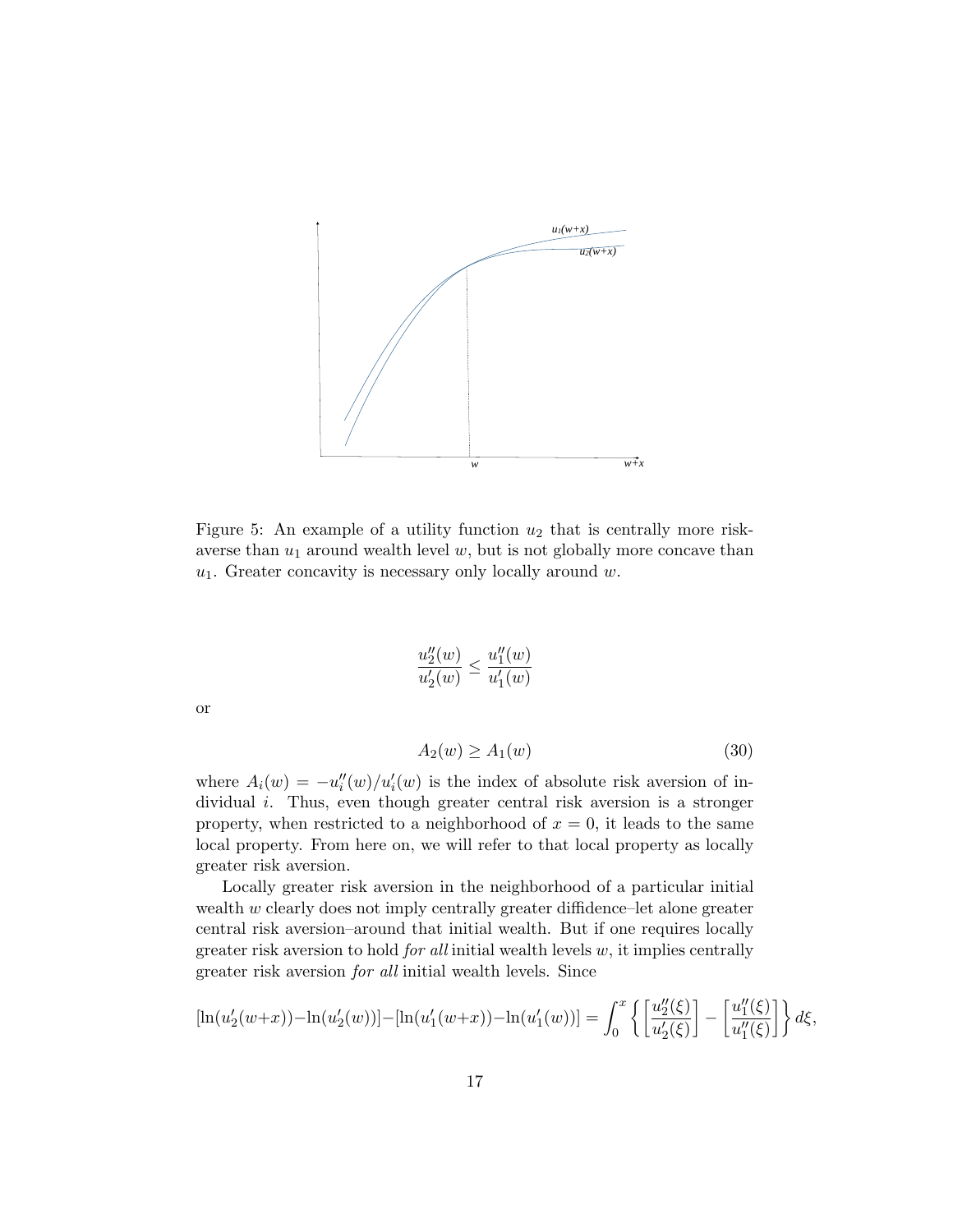Figure 5: An example of a utility function $u_2$ that is centrally more risk-averse than $u_1$ around wealth level $w$, but is not globally more concave than $u_1$. Greater concavity is necessary only locally around $w$.

$$\frac{u_2''(w)}{u_2'(w)} \leq \frac{u_1''(w)}{u_1'(w)}$$

or

$$A_2(w) \geq A_1(w) \tag{30}$$

where $A_i(w) = -u_i''(w)/u_i'(w)$ is the index of absolute risk aversion of individual $i$. Thus, even though greater central risk aversion is a stronger property, when restricted to a neighborhood of $x = 0$, it leads to the same local property. From here on, we will refer to that local property as locally greater risk aversion.

Locally greater risk aversion in the neighborhood of a particular initial wealth $w$ clearly does not imply centrally greater diffidence–let alone greater central risk aversion–around that initial wealth. But if one requires locally greater risk aversion to hold *for all* initial wealth levels $w$, it implies centrally greater risk aversion *for all* initial wealth levels. Since

$$[\ln(u_2'(w+x)) - \ln(u_2'(w))] - [\ln(u_1'(w+x)) - \ln(u_1'(w))] = \int_0^x \left\{ \left[\frac{u_2''(\xi)}{u_2'(\xi)}\right] - \left[\frac{u_1''(\xi)}{u_1''(\xi)}\right] \right\} d\xi,$$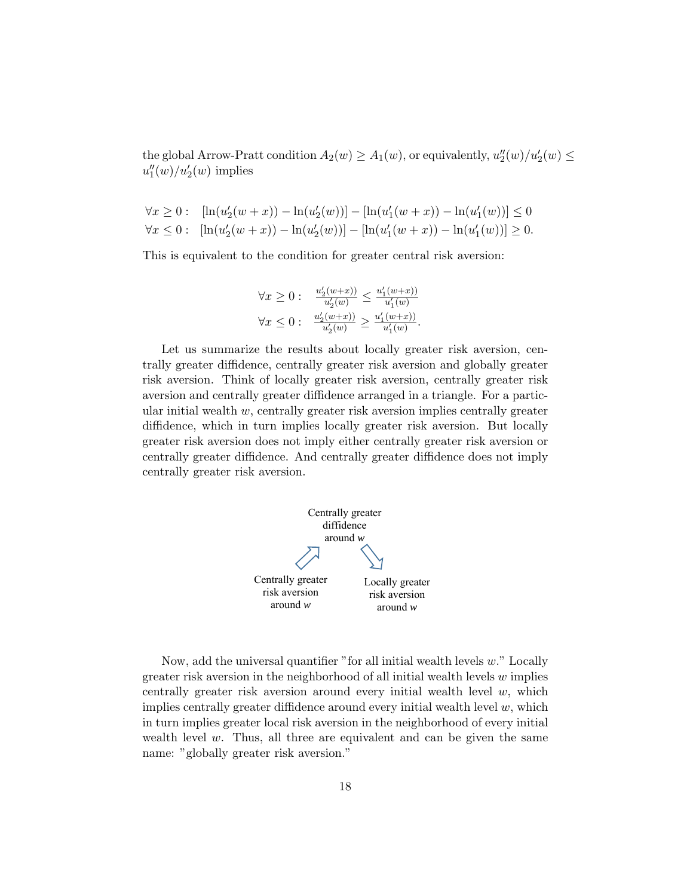the global Arrow-Pratt condition $A_2(w) \geq A_1(w)$, or equivalently, $u_2''(w)/u_2'(w) \leq u_1''(w)/u_2'(w)$ implies

$$\forall x \geq 0: \quad [\ln(u_2'(w+x)) - \ln(u_2'(w))] - [\ln(u_1'(w+x)) - \ln(u_1'(w))] \leq 0$$
$$\forall x \leq 0: \quad [\ln(u_2'(w+x)) - \ln(u_2'(w))] - [\ln(u_1'(w+x)) - \ln(u_1'(w))] \geq 0.$$

This is equivalent to the condition for greater central risk aversion:

$$\forall x \geq 0: \quad \frac{u_2'(w+x))}{u_2'(w)} \leq \frac{u_1'(w+x))}{u_1'(w)}$$
$$\forall x \leq 0: \quad \frac{u_2'(w+x))}{u_2'(w)} \geq \frac{u_1'(w+x))}{u_1'(w)}.$$

Let us summarize the results about locally greater risk aversion, centrally greater diffidence, centrally greater risk aversion and globally greater risk aversion. Think of locally greater risk aversion, centrally greater risk aversion and centrally greater diffidence arranged in a triangle. For a particular initial wealth $w$, centrally greater risk aversion implies centrally greater diffidence, which in turn implies locally greater risk aversion. But locally greater risk aversion does not imply either centrally greater risk aversion or centrally greater diffidence. And centrally greater diffidence does not imply centrally greater risk aversion.

Centrally greater diffidence around $w$

Centrally greater risk aversion around $w$ ⇗ Centrally greater diffidence around $w$ ⇘ Locally greater risk aversion around $w$

Now, add the universal quantifier "for all initial wealth levels $w$." Locally greater risk aversion in the neighborhood of all initial wealth levels $w$ implies centrally greater risk aversion around every initial wealth level $w$, which implies centrally greater diffidence around every initial wealth level $w$, which in turn implies greater local risk aversion in the neighborhood of every initial wealth level $w$. Thus, all three are equivalent and can be given the same name: "globally greater risk aversion."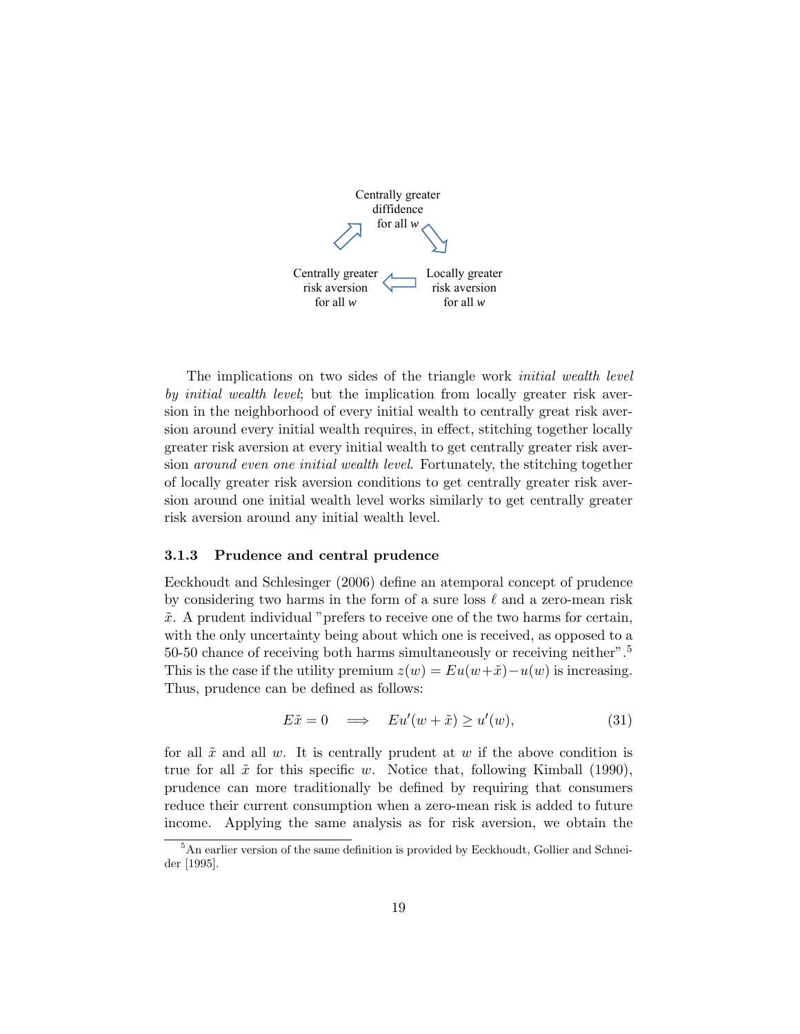Centrally greater diffidence for all $w$

Centrally greater risk aversion for all $w$ ⇐ Locally greater risk aversion for all $w$

The implications on two sides of the triangle work *initial wealth level by initial wealth level*; but the implication from locally greater risk aversion in the neighborhood of every initial wealth to centrally great risk aversion around every initial wealth requires, in effect, stitching together locally greater risk aversion at every initial wealth to get centrally greater risk aversion *around even one initial wealth level*. Fortunately, the stitching together of locally greater risk aversion conditions to get centrally greater risk aversion around one initial wealth level works similarly to get centrally greater risk aversion around any initial wealth level.

### 3.1.3 Prudence and central prudence

Eeckhoudt and Schlesinger (2006) define an atemporal concept of prudence by considering two harms in the form of a sure loss $\ell$ and a zero-mean risk $\tilde{x}$. A prudent individual "prefers to receive one of the two harms for certain, with the only uncertainty being about which one is received, as opposed to a 50-50 chance of receiving both harms simultaneously or receiving neither".[5] This is the case if the utility premium $z(w) = Eu(w+\tilde{x}) - u(w)$ is increasing. Thus, prudence can be defined as follows:

$$E\tilde{x} = 0 \quad \Longrightarrow \quad Eu'(w + \tilde{x}) \geq u'(w), \tag{31}$$

for all $\tilde{x}$ and all $w$. It is centrally prudent at $w$ if the above condition is true for all $\tilde{x}$ for this specific $w$. Notice that, following Kimball (1990), prudence can more traditionally be defined by requiring that consumers reduce their current consumption when a zero-mean risk is added to future income. Applying the same analysis as for risk aversion, we obtain the

[5] An earlier version of the same definition is provided by Eeckhoudt, Gollier and Schneider [1995].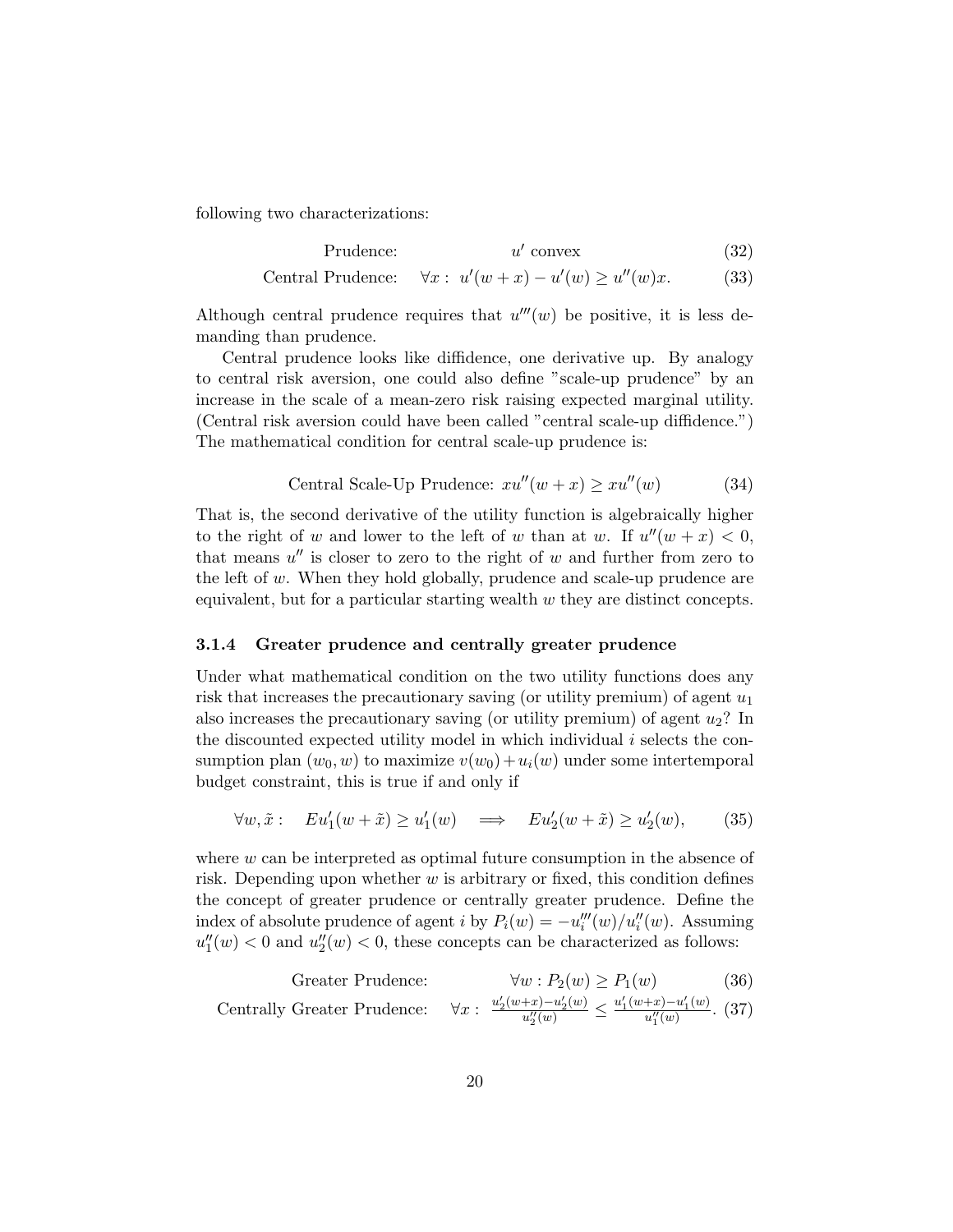following two characterizations:

$$\text{Prudence:} \qquad u' \text{ convex} \tag{32}$$

$$\text{Central Prudence:} \quad \forall x: \ u'(w+x) - u'(w) \geq u''(w)x. \tag{33}$$

Although central prudence requires that $u'''(w)$ be positive, it is less demanding than prudence.

Central prudence looks like diffidence, one derivative up. By analogy to central risk aversion, one could also define "scale-up prudence" by an increase in the scale of a mean-zero risk raising expected marginal utility. (Central risk aversion could have been called "central scale-up diffidence.") The mathematical condition for central scale-up prudence is:

$$\text{Central Scale-Up Prudence: } xu''(w+x) \geq xu''(w) \tag{34}$$

That is, the second derivative of the utility function is algebraically higher to the right of $w$ and lower to the left of $w$ than at $w$. If $u''(w+x) < 0$, that means $u''$ is closer to zero to the right of $w$ and further from zero to the left of $w$. When they hold globally, prudence and scale-up prudence are equivalent, but for a particular starting wealth $w$ they are distinct concepts.

#### 3.1.4 Greater prudence and centrally greater prudence

Under what mathematical condition on the two utility functions does any risk that increases the precautionary saving (or utility premium) of agent $u_1$ also increases the precautionary saving (or utility premium) of agent $u_2$? In the discounted expected utility model in which individual $i$ selects the consumption plan $(w_0, w)$ to maximize $v(w_0) + u_i(w)$ under some intertemporal budget constraint, this is true if and only if

$$\forall w, \tilde{x}: \quad Eu_1'(w+\tilde{x}) \geq u_1'(w) \quad \Longrightarrow \quad Eu_2'(w+\tilde{x}) \geq u_2'(w), \tag{35}$$

where $w$ can be interpreted as optimal future consumption in the absence of risk. Depending upon whether $w$ is arbitrary or fixed, this condition defines the concept of greater prudence or centrally greater prudence. Define the index of absolute prudence of agent $i$ by $P_i(w) = -u_i'''(w)/u_i''(w)$. Assuming $u_1''(w) < 0$ and $u_2''(w) < 0$, these concepts can be characterized as follows:

$$\text{Greater Prudence:} \qquad \forall w: P_2(w) \geq P_1(w) \tag{36}$$

$$\text{Centrally Greater Prudence:} \quad \forall x: \ \frac{u_2'(w+x) - u_2'(w)}{u_2''(w)} \leq \frac{u_1'(w+x) - u_1'(w)}{u_1''(w)}. \tag{37}$$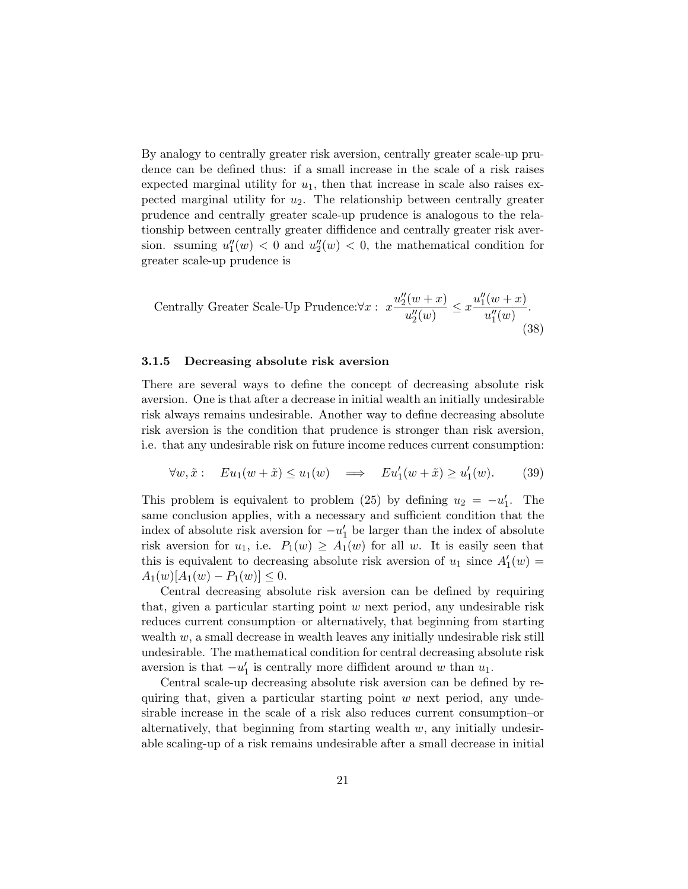By analogy to centrally greater risk aversion, centrally greater scale-up prudence can be defined thus: if a small increase in the scale of a risk raises expected marginal utility for $u_1$, then that increase in scale also raises expected marginal utility for $u_2$. The relationship between centrally greater prudence and centrally greater scale-up prudence is analogous to the relationship between centrally greater diffidence and centrally greater risk aversion. ssuming $u_1''(w) < 0$ and $u_2''(w) < 0$, the mathematical condition for greater scale-up prudence is

$$\text{Centrally Greater Scale-Up Prudence:} \forall x: \ x\frac{u_2''(w+x)}{u_2''(w)} \leq x\frac{u_1''(w+x)}{u_1''(w)}. \tag{38}$$

### 3.1.5 Decreasing absolute risk aversion

There are several ways to define the concept of decreasing absolute risk aversion. One is that after a decrease in initial wealth an initially undesirable risk always remains undesirable. Another way to define decreasing absolute risk aversion is the condition that prudence is stronger than risk aversion, i.e. that any undesirable risk on future income reduces current consumption:

$$\forall w, \tilde{x}: \quad Eu_1(w+\tilde{x}) \leq u_1(w) \quad \Longrightarrow \quad Eu_1'(w+\tilde{x}) \geq u_1'(w). \tag{39}$$

This problem is equivalent to problem (25) by defining $u_2 = -u_1'$. The same conclusion applies, with a necessary and sufficient condition that the index of absolute risk aversion for $-u_1'$ be larger than the index of absolute risk aversion for $u_1$, i.e. $P_1(w) \geq A_1(w)$ for all $w$. It is easily seen that this is equivalent to decreasing absolute risk aversion of $u_1$ since $A_1'(w) = A_1(w)[A_1(w) - P_1(w)] \leq 0$.

Central decreasing absolute risk aversion can be defined by requiring that, given a particular starting point $w$ next period, any undesirable risk reduces current consumption–or alternatively, that beginning from starting wealth $w$, a small decrease in wealth leaves any initially undesirable risk still undesirable. The mathematical condition for central decreasing absolute risk aversion is that $-u_1'$ is centrally more diffident around $w$ than $u_1$.

Central scale-up decreasing absolute risk aversion can be defined by requiring that, given a particular starting point $w$ next period, any undesirable increase in the scale of a risk also reduces current consumption–or alternatively, that beginning from starting wealth $w$, any initially undesirable scaling-up of a risk remains undesirable after a small decrease in initial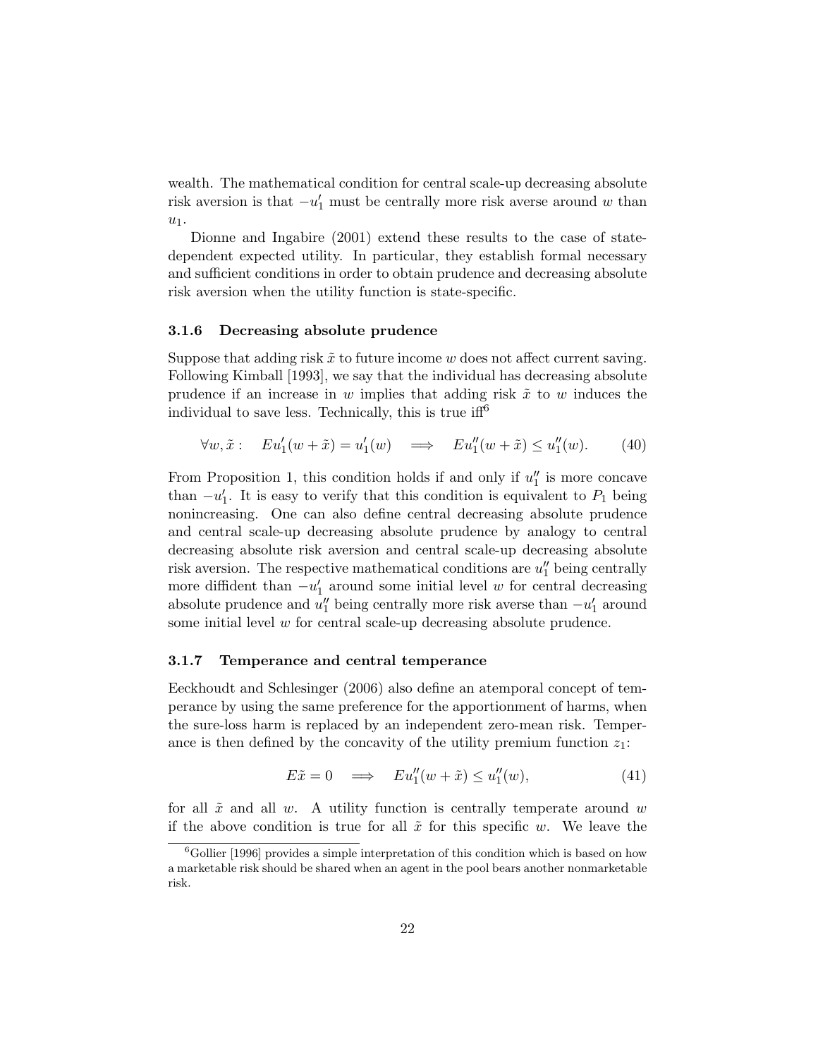wealth. The mathematical condition for central scale-up decreasing absolute risk aversion is that $-u_1'$ must be centrally more risk averse around $w$ than $u_1$.

Dionne and Ingabire (2001) extend these results to the case of state-dependent expected utility. In particular, they establish formal necessary and sufficient conditions in order to obtain prudence and decreasing absolute risk aversion when the utility function is state-specific.

### 3.1.6 Decreasing absolute prudence

Suppose that adding risk $\tilde{x}$ to future income $w$ does not affect current saving. Following Kimball [1993], we say that the individual has decreasing absolute prudence if an increase in $w$ implies that adding risk $\tilde{x}$ to $w$ induces the individual to save less. Technically, this is true iff[6]

$$\forall w, \tilde{x}: \quad Eu_1'(w+\tilde{x}) = u_1'(w) \quad \Longrightarrow \quad Eu_1''(w+\tilde{x}) \leq u_1''(w). \tag{40}$$

From Proposition 1, this condition holds if and only if $u_1''$ is more concave than $-u_1'$. It is easy to verify that this condition is equivalent to $P_1$ being nonincreasing. One can also define central decreasing absolute prudence and central scale-up decreasing absolute prudence by analogy to central decreasing absolute risk aversion and central scale-up decreasing absolute risk aversion. The respective mathematical conditions are $u_1''$ being centrally more diffident than $-u_1'$ around some initial level $w$ for central decreasing absolute prudence and $u_1''$ being centrally more risk averse than $-u_1'$ around some initial level $w$ for central scale-up decreasing absolute prudence.

### 3.1.7 Temperance and central temperance

Eeckhoudt and Schlesinger (2006) also define an atemporal concept of temperance by using the same preference for the apportionment of harms, when the sure-loss harm is replaced by an independent zero-mean risk. Temperance is then defined by the concavity of the utility premium function $z_1$:

$$E\tilde{x} = 0 \quad \Longrightarrow \quad Eu_1''(w+\tilde{x}) \leq u_1''(w), \tag{41}$$

for all $\tilde{x}$ and all $w$. A utility function is centrally temperate around $w$ if the above condition is true for all $\tilde{x}$ for this specific $w$. We leave the

[6] Gollier [1996] provides a simple interpretation of this condition which is based on how a marketable risk should be shared when an agent in the pool bears another nonmarketable risk.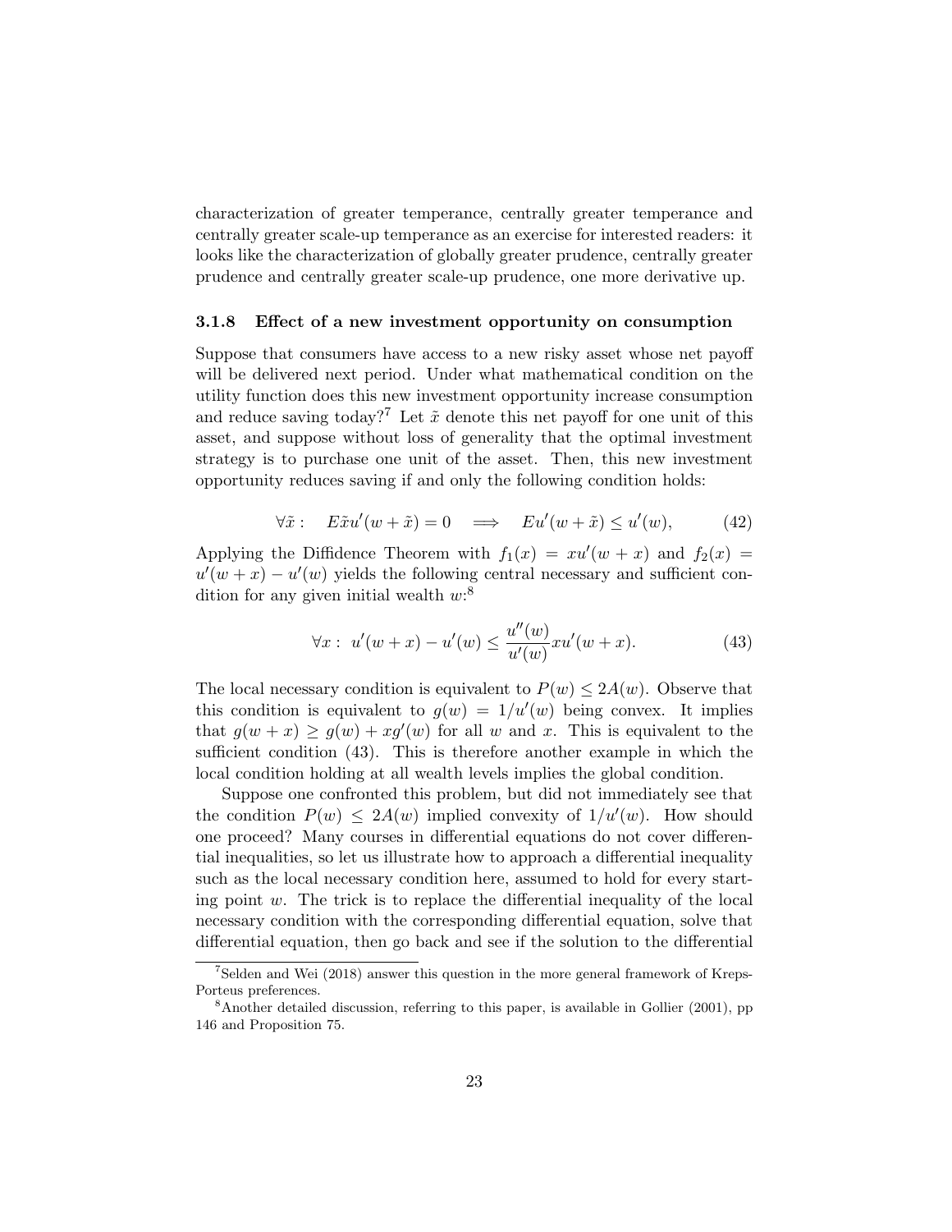characterization of greater temperance, centrally greater temperance and centrally greater scale-up temperance as an exercise for interested readers: it looks like the characterization of globally greater prudence, centrally greater prudence and centrally greater scale-up prudence, one more derivative up.

### 3.1.8 Effect of a new investment opportunity on consumption

Suppose that consumers have access to a new risky asset whose net payoff will be delivered next period. Under what mathematical condition on the utility function does this new investment opportunity increase consumption and reduce saving today?[7] Let $\tilde{x}$ denote this net payoff for one unit of this asset, and suppose without loss of generality that the optimal investment strategy is to purchase one unit of the asset. Then, this new investment opportunity reduces saving if and only the following condition holds:

$$\forall \tilde{x}: \quad E\tilde{x}u'(w+\tilde{x}) = 0 \quad \Longrightarrow \quad Eu'(w+\tilde{x}) \leq u'(w), \tag{42}$$

Applying the Diffidence Theorem with $f_1(x) = xu'(w+x)$ and $f_2(x) = u'(w+x) - u'(w)$ yields the following central necessary and sufficient condition for any given initial wealth $w$:[8]

$$\forall x: \; u'(w+x) - u'(w) \leq \frac{u''(w)}{u'(w)} xu'(w+x). \tag{43}$$

The local necessary condition is equivalent to $P(w) \leq 2A(w)$. Observe that this condition is equivalent to $g(w) = 1/u'(w)$ being convex. It implies that $g(w+x) \geq g(w) + xg'(w)$ for all $w$ and $x$. This is equivalent to the sufficient condition (43). This is therefore another example in which the local condition holding at all wealth levels implies the global condition.

Suppose one confronted this problem, but did not immediately see that the condition $P(w) \leq 2A(w)$ implied convexity of $1/u'(w)$. How should one proceed? Many courses in differential equations do not cover differential inequalities, so let us illustrate how to approach a differential inequality such as the local necessary condition here, assumed to hold for every starting point $w$. The trick is to replace the differential inequality of the local necessary condition with the corresponding differential equation, solve that differential equation, then go back and see if the solution to the differential

[7] Selden and Wei (2018) answer this question in the more general framework of Kreps-Porteus preferences.

[8] Another detailed discussion, referring to this paper, is available in Gollier (2001), pp 146 and Proposition 75.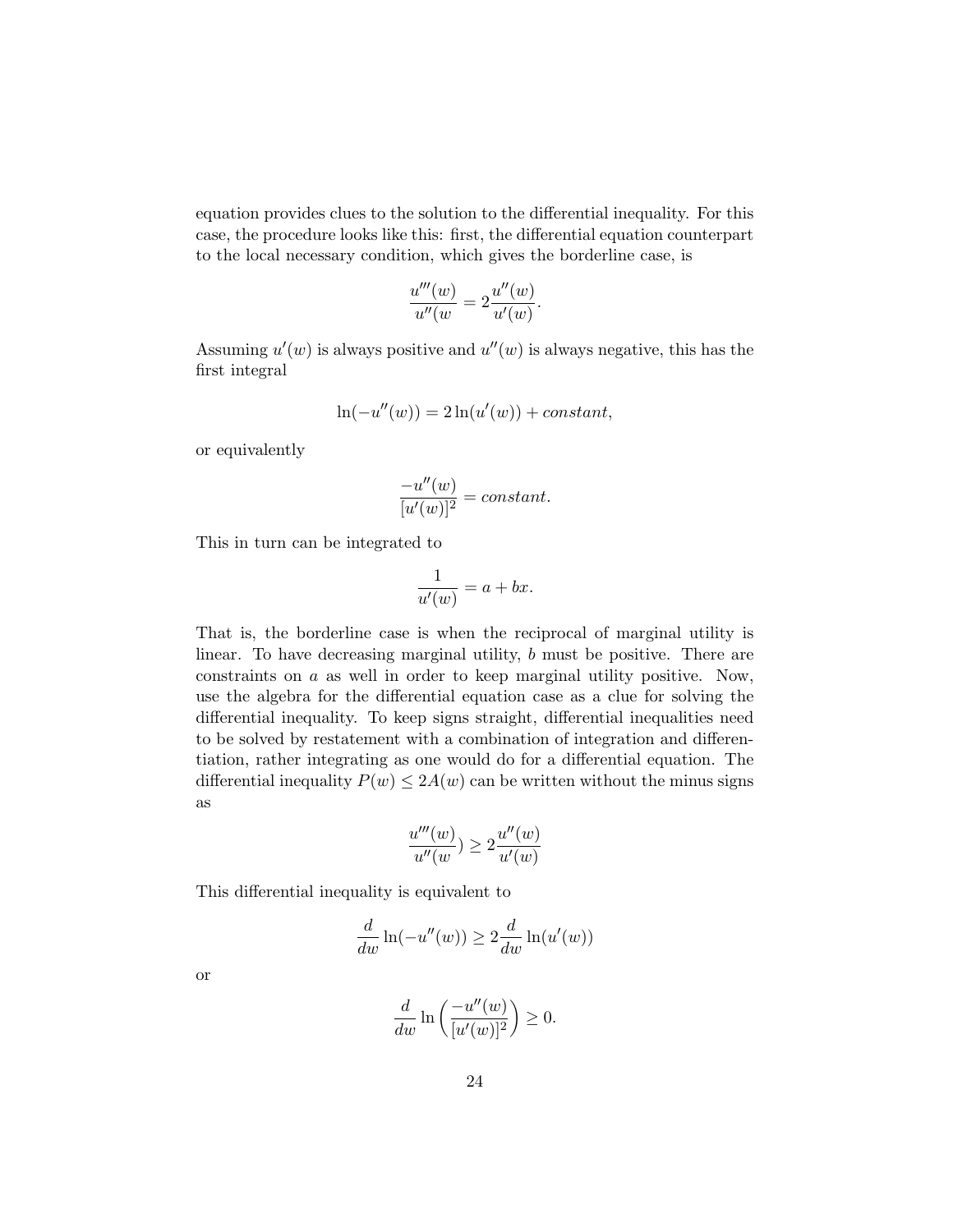equation provides clues to the solution to the differential inequality. For this case, the procedure looks like this: first, the differential equation counterpart to the local necessary condition, which gives the borderline case, is

$$\frac{u'''(w)}{u''(w} = 2\frac{u''(w)}{u'(w)}.$$

Assuming $u'(w)$ is always positive and $u''(w)$ is always negative, this has the first integral

$$\ln(-u''(w)) = 2\ln(u'(w)) + constant,$$

or equivalently

$$\frac{-u''(w)}{[u'(w)]^2} = constant.$$

This in turn can be integrated to

$$\frac{1}{u'(w)} = a + bx.$$

That is, the borderline case is when the reciprocal of marginal utility is linear. To have decreasing marginal utility, $b$ must be positive. There are constraints on $a$ as well in order to keep marginal utility positive. Now, use the algebra for the differential equation case as a clue for solving the differential inequality. To keep signs straight, differential inequalities need to be solved by restatement with a combination of integration and differentiation, rather integrating as one would do for a differential equation. The differential inequality $P(w) \leq 2A(w)$ can be written without the minus signs as

$$\frac{u'''(w)}{u''(w}) \geq 2\frac{u''(w)}{u'(w)}$$

This differential inequality is equivalent to

$$\frac{d}{dw}\ln(-u''(w)) \geq 2\frac{d}{dw}\ln(u'(w))$$

or

$$\frac{d}{dw}\ln\left(\frac{-u''(w)}{[u'(w)]^2}\right) \geq 0.$$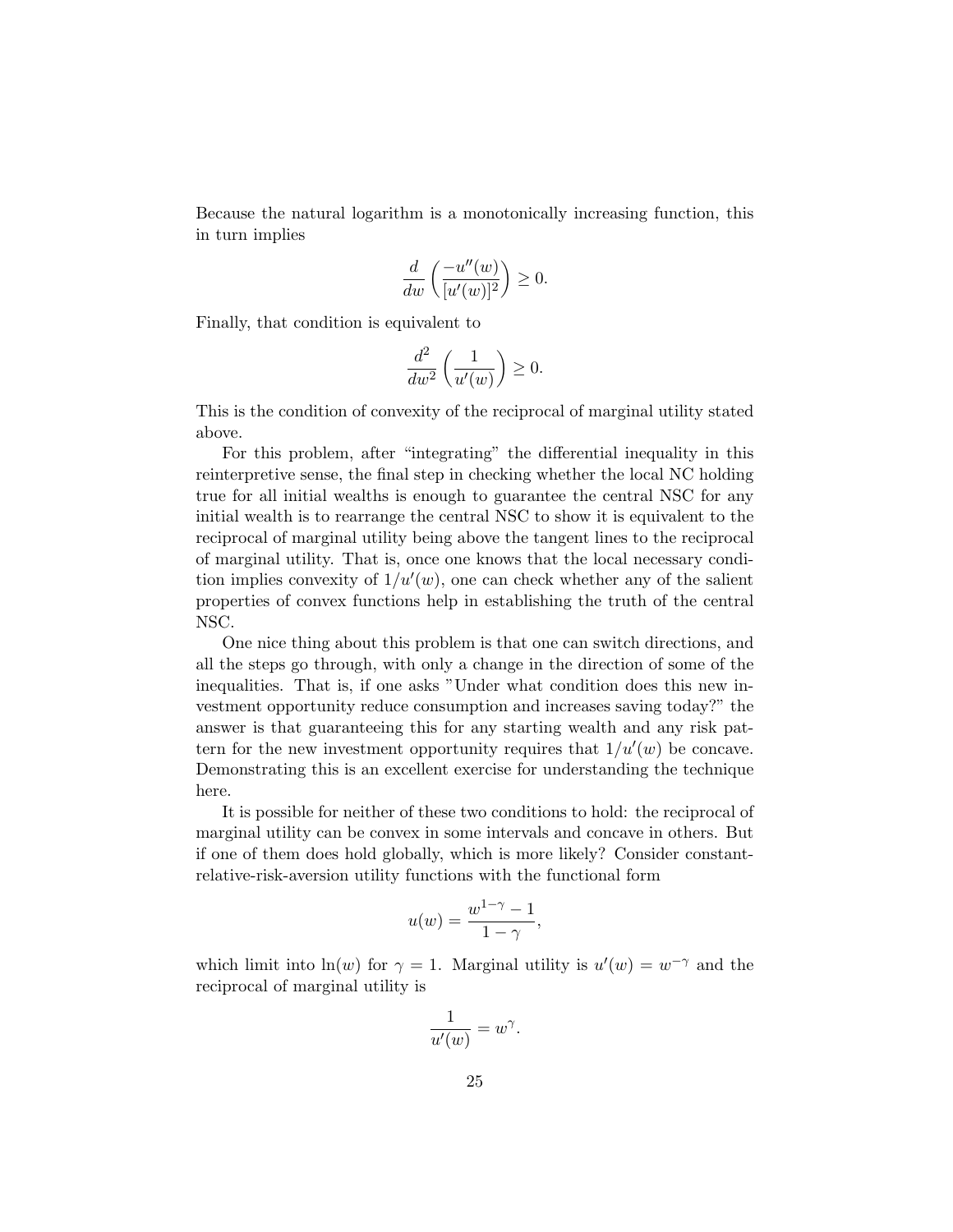Because the natural logarithm is a monotonically increasing function, this in turn implies

$$\frac{d}{dw}\left(\frac{-u''(w)}{[u'(w)]^2}\right) \geq 0.$$

Finally, that condition is equivalent to

$$\frac{d^2}{dw^2}\left(\frac{1}{u'(w)}\right) \geq 0.$$

This is the condition of convexity of the reciprocal of marginal utility stated above.

For this problem, after "integrating" the differential inequality in this reinterpretive sense, the final step in checking whether the local NC holding true for all initial wealths is enough to guarantee the central NSC for any initial wealth is to rearrange the central NSC to show it is equivalent to the reciprocal of marginal utility being above the tangent lines to the reciprocal of marginal utility. That is, once one knows that the local necessary condition implies convexity of $1/u'(w)$, one can check whether any of the salient properties of convex functions help in establishing the truth of the central NSC.

One nice thing about this problem is that one can switch directions, and all the steps go through, with only a change in the direction of some of the inequalities. That is, if one asks "Under what condition does this new investment opportunity reduce consumption and increases saving today?" the answer is that guaranteeing this for any starting wealth and any risk pattern for the new investment opportunity requires that $1/u'(w)$ be concave. Demonstrating this is an excellent exercise for understanding the technique here.

It is possible for neither of these two conditions to hold: the reciprocal of marginal utility can be convex in some intervals and concave in others. But if one of them does hold globally, which is more likely? Consider constant-relative-risk-aversion utility functions with the functional form

$$u(w) = \frac{w^{1-\gamma} - 1}{1 - \gamma},$$

which limit into $\ln(w)$ for $\gamma = 1$. Marginal utility is $u'(w) = w^{-\gamma}$ and the reciprocal of marginal utility is

$$\frac{1}{u'(w)} = w^{\gamma}.$$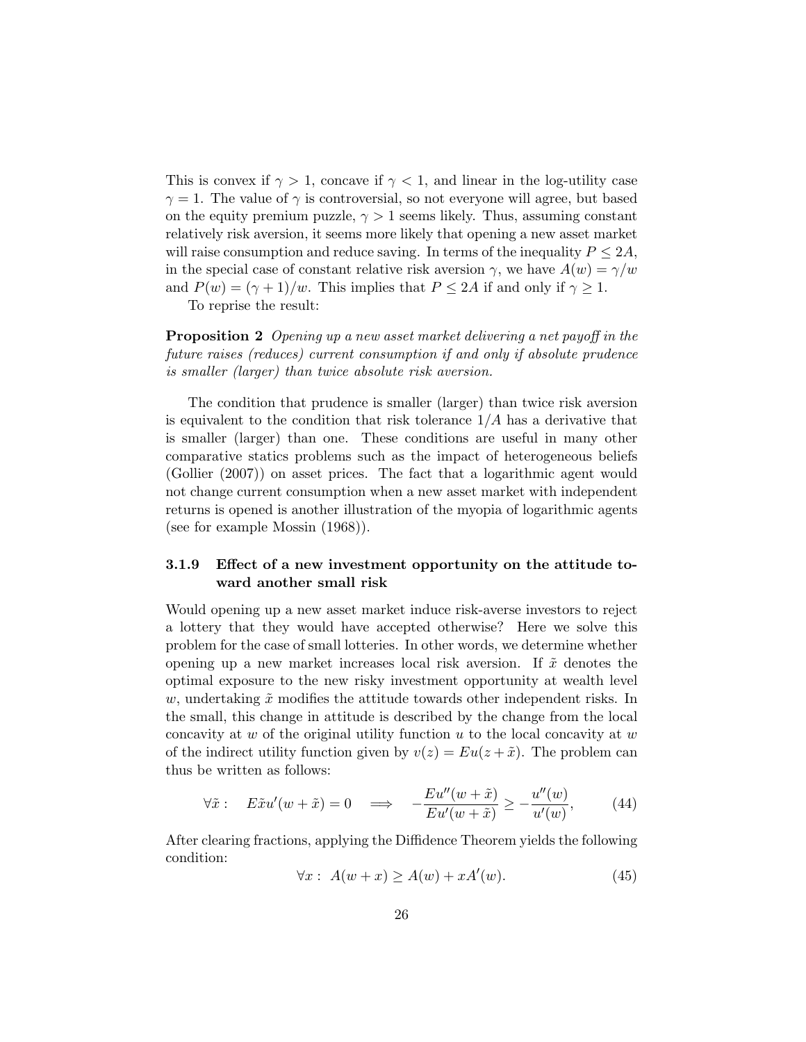This is convex if $\gamma > 1$, concave if $\gamma < 1$, and linear in the log-utility case $\gamma = 1$. The value of $\gamma$ is controversial, so not everyone will agree, but based on the equity premium puzzle, $\gamma > 1$ seems likely. Thus, assuming constant relatively risk aversion, it seems more likely that opening a new asset market will raise consumption and reduce saving. In terms of the inequality $P \leq 2A$, in the special case of constant relative risk aversion $\gamma$, we have $A(w) = \gamma/w$ and $P(w) = (\gamma + 1)/w$. This implies that $P \leq 2A$ if and only if $\gamma \geq 1$.

To reprise the result:

**Proposition 2** *Opening up a new asset market delivering a net payoff in the future raises (reduces) current consumption if and only if absolute prudence is smaller (larger) than twice absolute risk aversion.*

The condition that prudence is smaller (larger) than twice risk aversion is equivalent to the condition that risk tolerance $1/A$ has a derivative that is smaller (larger) than one. These conditions are useful in many other comparative statics problems such as the impact of heterogeneous beliefs (Gollier (2007)) on asset prices. The fact that a logarithmic agent would not change current consumption when a new asset market with independent returns is opened is another illustration of the myopia of logarithmic agents (see for example Mossin (1968)).

#### 3.1.9 Effect of a new investment opportunity on the attitude toward another small risk

Would opening up a new asset market induce risk-averse investors to reject a lottery that they would have accepted otherwise? Here we solve this problem for the case of small lotteries. In other words, we determine whether opening up a new market increases local risk aversion. If $\tilde{x}$ denotes the optimal exposure to the new risky investment opportunity at wealth level $w$, undertaking $\tilde{x}$ modifies the attitude towards other independent risks. In the small, this change in attitude is described by the change from the local concavity at $w$ of the original utility function $u$ to the local concavity at $w$ of the indirect utility function given by $v(z) = Eu(z + \tilde{x})$. The problem can thus be written as follows:

$$\forall \tilde{x}: \quad E\tilde{x}u'(w + \tilde{x}) = 0 \quad \Longrightarrow \quad -\frac{Eu''(w + \tilde{x})}{Eu'(w + \tilde{x})} \geq -\frac{u''(w)}{u'(w)}, \tag{44}$$

After clearing fractions, applying the Diffidence Theorem yields the following condition:

$$\forall x: \ A(w + x) \geq A(w) + xA'(w). \tag{45}$$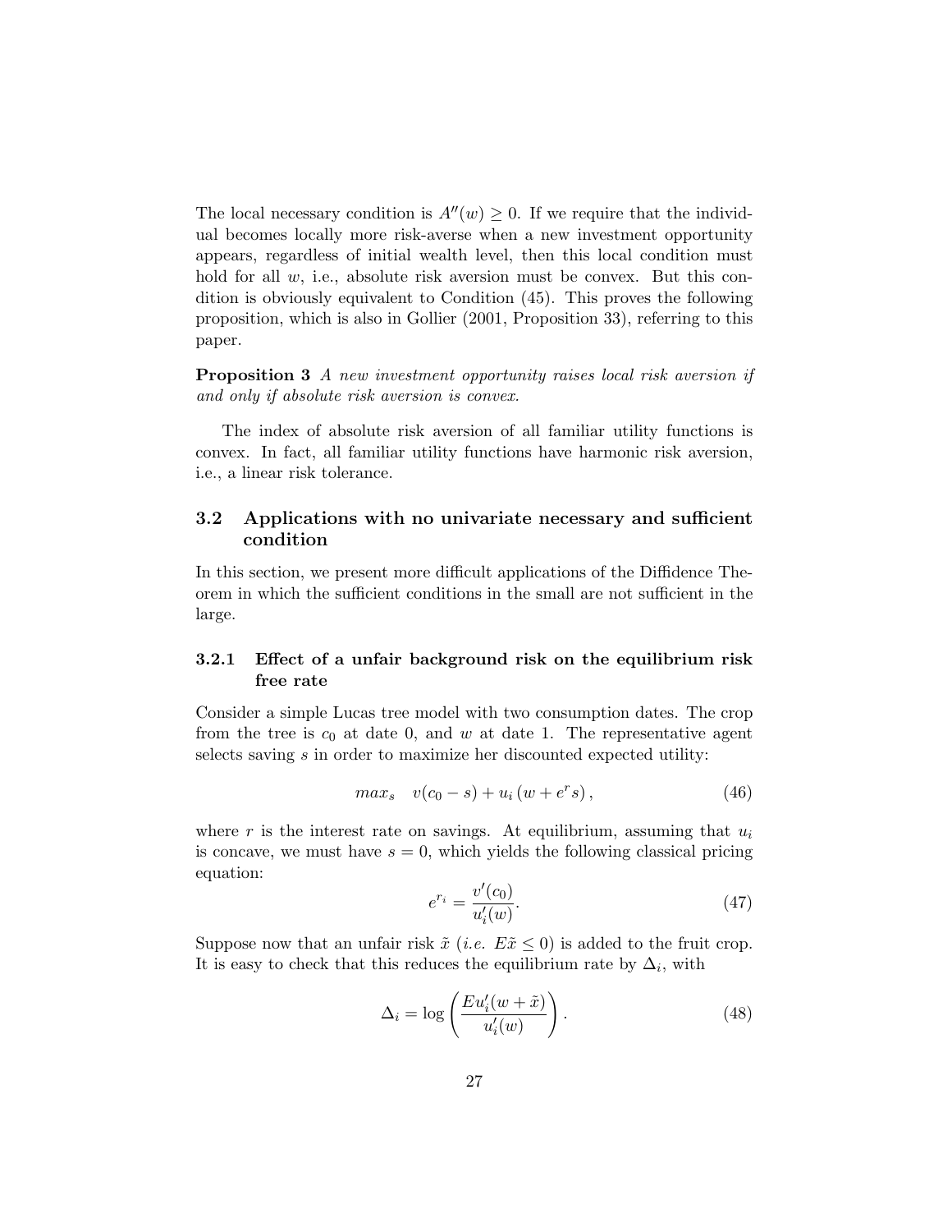The local necessary condition is $A''(w) \geq 0$. If we require that the individual becomes locally more risk-averse when a new investment opportunity appears, regardless of initial wealth level, then this local condition must hold for all $w$, i.e., absolute risk aversion must be convex. But this condition is obviously equivalent to Condition (45). This proves the following proposition, which is also in Gollier (2001, Proposition 33), referring to this paper.

**Proposition 3** *A new investment opportunity raises local risk aversion if and only if absolute risk aversion is convex.*

The index of absolute risk aversion of all familiar utility functions is convex. In fact, all familiar utility functions have harmonic risk aversion, i.e., a linear risk tolerance.

## 3.2 Applications with no univariate necessary and sufficient condition

In this section, we present more difficult applications of the Diffidence Theorem in which the sufficient conditions in the small are not sufficient in the large.

### 3.2.1 Effect of a unfair background risk on the equilibrium risk free rate

Consider a simple Lucas tree model with two consumption dates. The crop from the tree is $c_0$ at date 0, and $w$ at date 1. The representative agent selects saving $s$ in order to maximize her discounted expected utility:

$$max_s \quad v(c_0 - s) + u_i\left(w + e^r s\right), \tag{46}$$

where $r$ is the interest rate on savings. At equilibrium, assuming that $u_i$ is concave, we must have $s = 0$, which yields the following classical pricing equation:

$$e^{r_i} = \frac{v'(c_0)}{u_i'(w)}. \tag{47}$$

Suppose now that an unfair risk $\tilde{x}$ (*i.e.* $E\tilde{x} \leq 0$) is added to the fruit crop. It is easy to check that this reduces the equilibrium rate by $\Delta_i$, with

$$\Delta_i = \log\left(\frac{Eu_i'(w + \tilde{x})}{u_i'(w)}\right). \tag{48}$$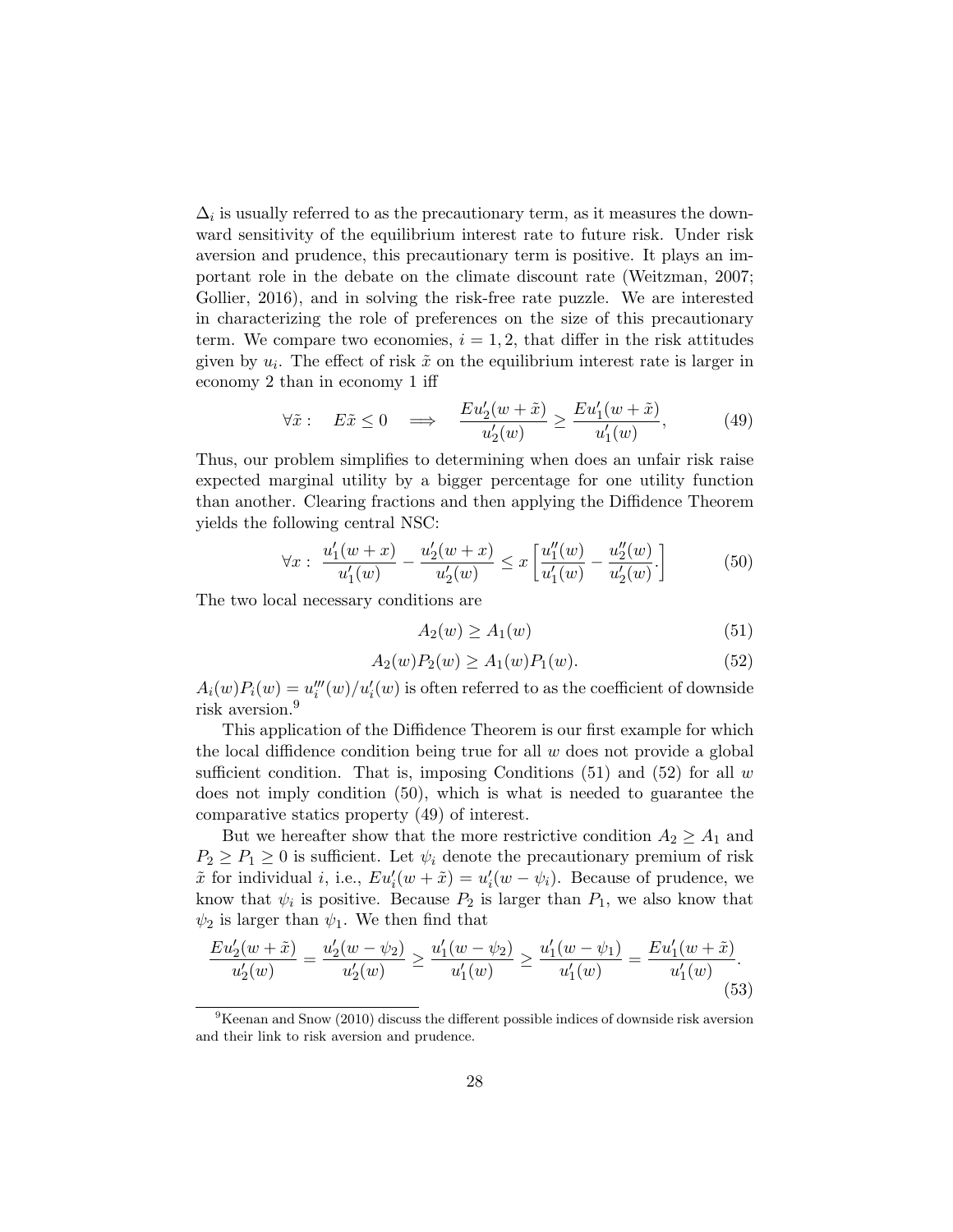$\Delta_i$ is usually referred to as the precautionary term, as it measures the downward sensitivity of the equilibrium interest rate to future risk. Under risk aversion and prudence, this precautionary term is positive. It plays an important role in the debate on the climate discount rate (Weitzman, 2007; Gollier, 2016), and in solving the risk-free rate puzzle. We are interested in characterizing the role of preferences on the size of this precautionary term. We compare two economies, $i = 1, 2$, that differ in the risk attitudes given by $u_i$. The effect of risk $\tilde{x}$ on the equilibrium interest rate is larger in economy 2 than in economy 1 iff

$$\forall \tilde{x} : \quad E\tilde{x} \leq 0 \quad \Longrightarrow \quad \frac{Eu_2'(w + \tilde{x})}{u_2'(w)} \geq \frac{Eu_1'(w + \tilde{x})}{u_1'(w)}, \tag{49}$$

Thus, our problem simplifies to determining when does an unfair risk raise expected marginal utility by a bigger percentage for one utility function than another. Clearing fractions and then applying the Diffidence Theorem yields the following central NSC:

$$\forall x : \ \frac{u_1'(w + x)}{u_1'(w)} - \frac{u_2'(w + x)}{u_2'(w)} \leq x \left[ \frac{u_1''(w)}{u_1'(w)} - \frac{u_2''(w)}{u_2'(w)} . \right] \tag{50}$$

The two local necessary conditions are

$$A_2(w) \geq A_1(w) \tag{51}$$

$$A_2(w)P_2(w) \geq A_1(w)P_1(w). \tag{52}$$

$A_i(w)P_i(w) = u_i'''(w)/u_i'(w)$ is often referred to as the coefficient of downside risk aversion.[9]

This application of the Diffidence Theorem is our first example for which the local diffidence condition being true for all $w$ does not provide a global sufficient condition. That is, imposing Conditions (51) and (52) for all $w$ does not imply condition (50), which is what is needed to guarantee the comparative statics property (49) of interest.

But we hereafter show that the more restrictive condition $A_2 \geq A_1$ and $P_2 \geq P_1 \geq 0$ is sufficient. Let $\psi_i$ denote the precautionary premium of risk $\tilde{x}$ for individual $i$, i.e., $Eu_i'(w + \tilde{x}) = u_i'(w - \psi_i)$. Because of prudence, we know that $\psi_i$ is positive. Because $P_2$ is larger than $P_1$, we also know that $\psi_2$ is larger than $\psi_1$. We then find that

$$\frac{Eu_2'(w + \tilde{x})}{u_2'(w)} = \frac{u_2'(w - \psi_2)}{u_2'(w)} \geq \frac{u_1'(w - \psi_2)}{u_1'(w)} \geq \frac{u_1'(w - \psi_1)}{u_1'(w)} = \frac{Eu_1'(w + \tilde{x})}{u_1'(w)}. \tag{53}$$

[9] Keenan and Snow (2010) discuss the different possible indices of downside risk aversion and their link to risk aversion and prudence.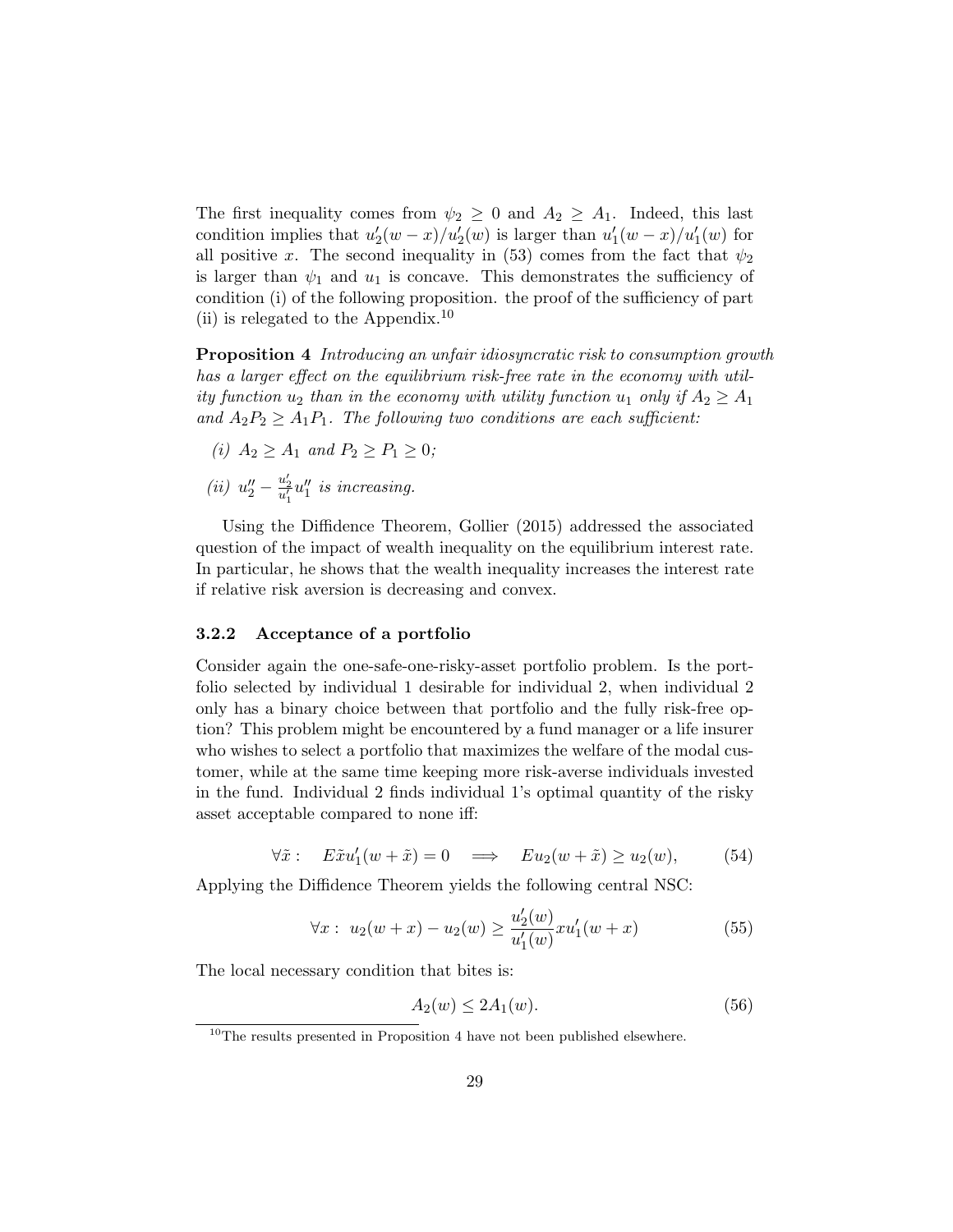The first inequality comes from $\psi_2 \geq 0$ and $A_2 \geq A_1$. Indeed, this last condition implies that $u_2'(w-x)/u_2'(w)$ is larger than $u_1'(w-x)/u_1'(w)$ for all positive $x$. The second inequality in (53) comes from the fact that $\psi_2$ is larger than $\psi_1$ and $u_1$ is concave. This demonstrates the sufficiency of condition (i) of the following proposition. the proof of the sufficiency of part (ii) is relegated to the Appendix.[10]

**Proposition 4** *Introducing an unfair idiosyncratic risk to consumption growth has a larger effect on the equilibrium risk-free rate in the economy with utility function $u_2$ than in the economy with utility function $u_1$ only if $A_2 \geq A_1$ and $A_2P_2 \geq A_1P_1$. The following two conditions are each sufficient:*

*(i) $A_2 \geq A_1$ and $P_2 \geq P_1 \geq 0$;*

*(ii) $u_2'' - \frac{u_2'}{u_1'}u_1''$ is increasing.*

Using the Diffidence Theorem, Gollier (2015) addressed the associated question of the impact of wealth inequality on the equilibrium interest rate. In particular, he shows that the wealth inequality increases the interest rate if relative risk aversion is decreasing and convex.

### 3.2.2 Acceptance of a portfolio

Consider again the one-safe-one-risky-asset portfolio problem. Is the portfolio selected by individual 1 desirable for individual 2, when individual 2 only has a binary choice between that portfolio and the fully risk-free option? This problem might be encountered by a fund manager or a life insurer who wishes to select a portfolio that maximizes the welfare of the modal customer, while at the same time keeping more risk-averse individuals invested in the fund. Individual 2 finds individual 1's optimal quantity of the risky asset acceptable compared to none iff:

$$\forall \tilde{x} : \quad E\tilde{x}u_1'(w+\tilde{x}) = 0 \quad \Longrightarrow \quad Eu_2(w+\tilde{x}) \geq u_2(w), \tag{54}$$

Applying the Diffidence Theorem yields the following central NSC:

$$\forall x : \; u_2(w+x) - u_2(w) \geq \frac{u_2'(w)}{u_1'(w)}xu_1'(w+x) \tag{55}$$

The local necessary condition that bites is:

$$A_2(w) \leq 2A_1(w). \tag{56}$$

[10] The results presented in Proposition 4 have not been published elsewhere.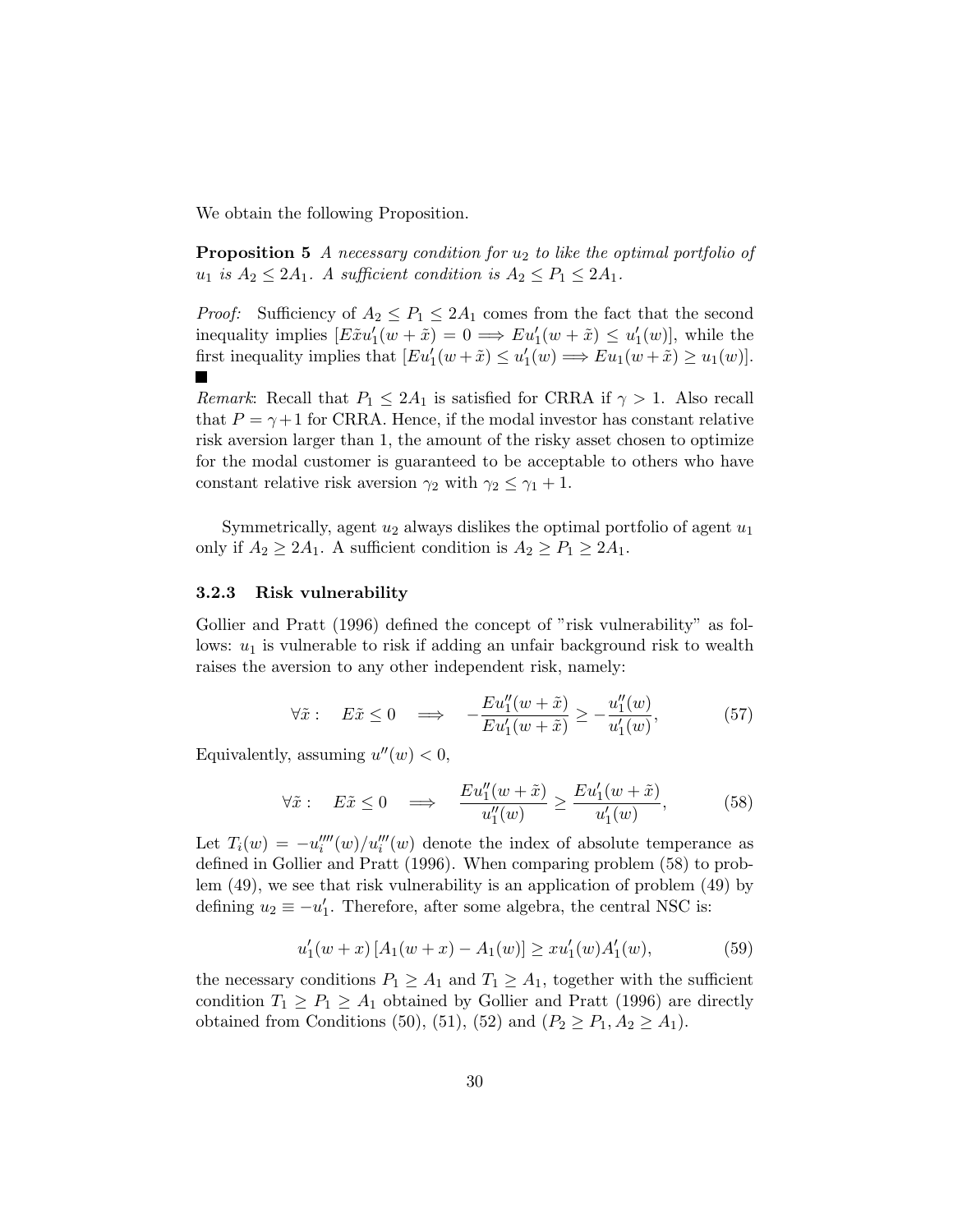We obtain the following Proposition.

**Proposition 5** *A necessary condition for $u_2$ to like the optimal portfolio of $u_1$ is $A_2 \leq 2A_1$. A sufficient condition is $A_2 \leq P_1 \leq 2A_1$.*

*Proof:* Sufficiency of $A_2 \leq P_1 \leq 2A_1$ comes from the fact that the second inequality implies $[E\tilde{x}u_1'(w+\tilde{x}) = 0 \Longrightarrow Eu_1'(w+\tilde{x}) \leq u_1'(w)]$, while the first inequality implies that $[Eu_1'(w+\tilde{x}) \leq u_1'(w) \Longrightarrow Eu_1(w+\tilde{x}) \geq u_1(w)]$. ■

*Remark*: Recall that $P_1 \leq 2A_1$ is satisfied for CRRA if $\gamma > 1$. Also recall that $P = \gamma + 1$ for CRRA. Hence, if the modal investor has constant relative risk aversion larger than 1, the amount of the risky asset chosen to optimize for the modal customer is guaranteed to be acceptable to others who have constant relative risk aversion $\gamma_2$ with $\gamma_2 \leq \gamma_1 + 1$.

Symmetrically, agent $u_2$ always dislikes the optimal portfolio of agent $u_1$ only if $A_2 \geq 2A_1$. A sufficient condition is $A_2 \geq P_1 \geq 2A_1$.

### 3.2.3 Risk vulnerability

Gollier and Pratt (1996) defined the concept of "risk vulnerability" as follows: $u_1$ is vulnerable to risk if adding an unfair background risk to wealth raises the aversion to any other independent risk, namely:

$$\forall \tilde{x}: \quad E\tilde{x} \leq 0 \quad \Longrightarrow \quad -\frac{Eu_1''(w+\tilde{x})}{Eu_1'(w+\tilde{x})} \geq -\frac{u_1''(w)}{u_1'(w)}, \tag{57}$$

Equivalently, assuming $u''(w) < 0$,

$$\forall \tilde{x}: \quad E\tilde{x} \leq 0 \quad \Longrightarrow \quad \frac{Eu_1''(w+\tilde{x})}{u_1''(w)} \geq \frac{Eu_1'(w+\tilde{x})}{u_1'(w)}, \tag{58}$$

Let $T_i(w) = -u_i''''(w)/u_i'''(w)$ denote the index of absolute temperance as defined in Gollier and Pratt (1996). When comparing problem (58) to problem (49), we see that risk vulnerability is an application of problem (49) by defining $u_2 \equiv -u_1'$. Therefore, after some algebra, the central NSC is:

$$u_1'(w+x)\left[A_1(w+x) - A_1(w)\right] \geq x u_1'(w) A_1'(w), \tag{59}$$

the necessary conditions $P_1 \geq A_1$ and $T_1 \geq A_1$, together with the sufficient condition $T_1 \geq P_1 \geq A_1$ obtained by Gollier and Pratt (1996) are directly obtained from Conditions (50), (51), (52) and $(P_2 \geq P_1, A_2 \geq A_1)$.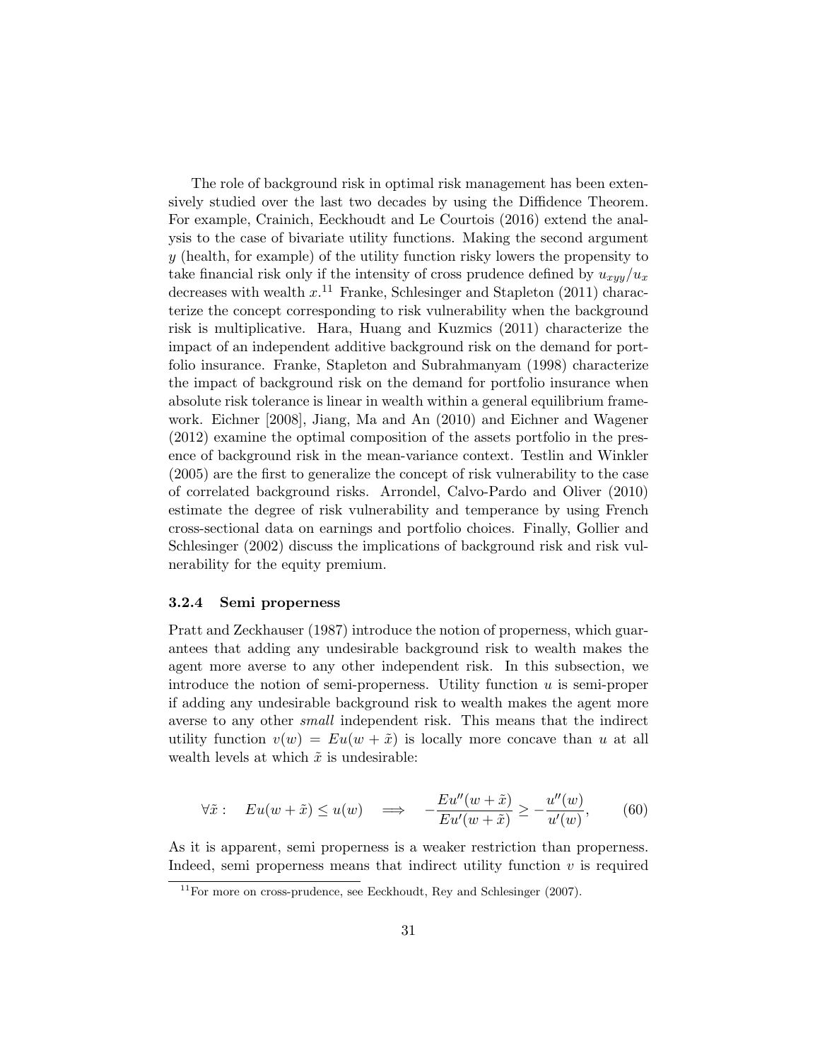The role of background risk in optimal risk management has been extensively studied over the last two decades by using the Diffidence Theorem. For example, Crainich, Eeckhoudt and Le Courtois (2016) extend the analysis to the case of bivariate utility functions. Making the second argument $y$ (health, for example) of the utility function risky lowers the propensity to take financial risk only if the intensity of cross prudence defined by $u_{xyy}/u_x$ decreases with wealth $x$.[11] Franke, Schlesinger and Stapleton (2011) characterize the concept corresponding to risk vulnerability when the background risk is multiplicative. Hara, Huang and Kuzmics (2011) characterize the impact of an independent additive background risk on the demand for portfolio insurance. Franke, Stapleton and Subrahmanyam (1998) characterize the impact of background risk on the demand for portfolio insurance when absolute risk tolerance is linear in wealth within a general equilibrium framework. Eichner [2008], Jiang, Ma and An (2010) and Eichner and Wagener (2012) examine the optimal composition of the assets portfolio in the presence of background risk in the mean-variance context. Testlin and Winkler (2005) are the first to generalize the concept of risk vulnerability to the case of correlated background risks. Arrondel, Calvo-Pardo and Oliver (2010) estimate the degree of risk vulnerability and temperance by using French cross-sectional data on earnings and portfolio choices. Finally, Gollier and Schlesinger (2002) discuss the implications of background risk and risk vulnerability for the equity premium.

### 3.2.4 Semi properness

Pratt and Zeckhauser (1987) introduce the notion of properness, which guarantees that adding any undesirable background risk to wealth makes the agent more averse to any other independent risk. In this subsection, we introduce the notion of semi-properness. Utility function $u$ is semi-proper if adding any undesirable background risk to wealth makes the agent more averse to any other *small* independent risk. This means that the indirect utility function $v(w) = Eu(w + \tilde{x})$ is locally more concave than $u$ at all wealth levels at which $\tilde{x}$ is undesirable:

$$\forall \tilde{x}: \quad Eu(w + \tilde{x}) \leq u(w) \quad \Longrightarrow \quad -\frac{Eu''(w + \tilde{x})}{Eu'(w + \tilde{x})} \geq -\frac{u''(w)}{u'(w)}, \tag{60}$$

As it is apparent, semi properness is a weaker restriction than properness. Indeed, semi properness means that indirect utility function $v$ is required

[11] For more on cross-prudence, see Eeckhoudt, Rey and Schlesinger (2007).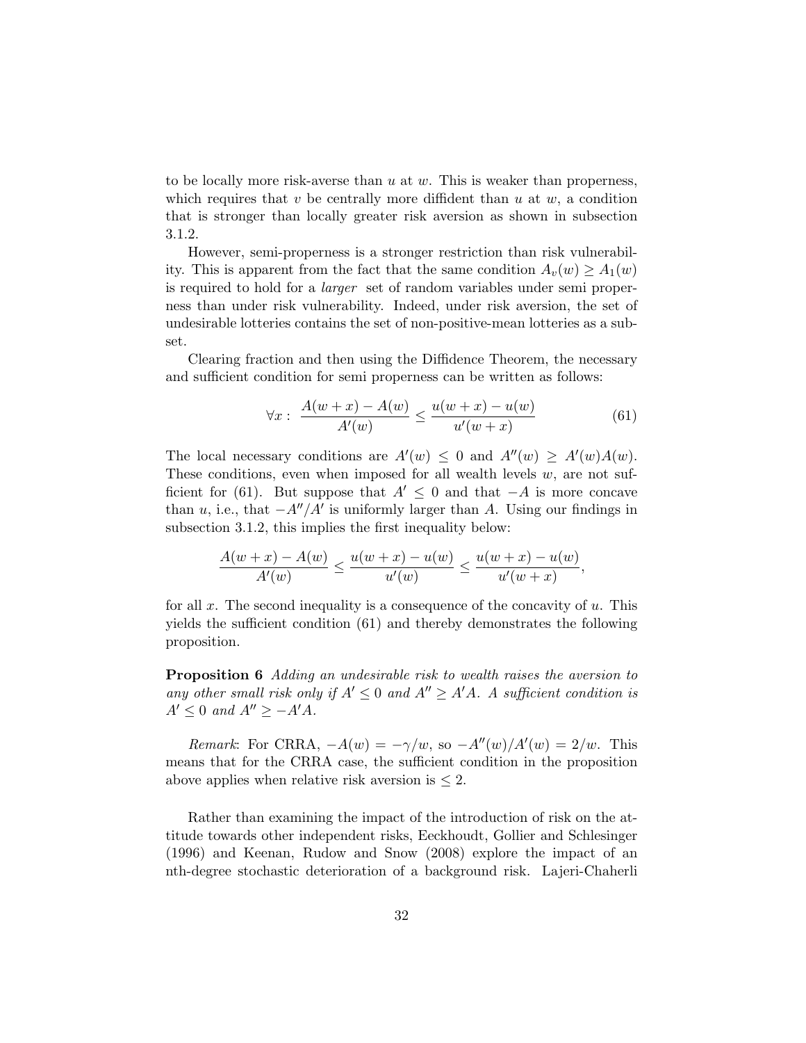to be locally more risk-averse than $u$ at $w$. This is weaker than properness, which requires that $v$ be centrally more diffident than $u$ at $w$, a condition that is stronger than locally greater risk aversion as shown in subsection 3.1.2.

However, semi-properness is a stronger restriction than risk vulnerability. This is apparent from the fact that the same condition $A_v(w) \geq A_1(w)$ is required to hold for a *larger* set of random variables under semi properness than under risk vulnerability. Indeed, under risk aversion, the set of undesirable lotteries contains the set of non-positive-mean lotteries as a subset.

Clearing fraction and then using the Diffidence Theorem, the necessary and sufficient condition for semi properness can be written as follows:

$$\forall x: \ \frac{A(w+x) - A(w)}{A'(w)} \leq \frac{u(w+x) - u(w)}{u'(w+x)} \tag{61}$$

The local necessary conditions are $A'(w) \leq 0$ and $A''(w) \geq A'(w)A(w)$. These conditions, even when imposed for all wealth levels $w$, are not sufficient for (61). But suppose that $A' \leq 0$ and that $-A$ is more concave than $u$, i.e., that $-A''/A'$ is uniformly larger than $A$. Using our findings in subsection 3.1.2, this implies the first inequality below:

$$\frac{A(w+x) - A(w)}{A'(w)} \leq \frac{u(w+x) - u(w)}{u'(w)} \leq \frac{u(w+x) - u(w)}{u'(w+x)},$$

for all $x$. The second inequality is a consequence of the concavity of $u$. This yields the sufficient condition (61) and thereby demonstrates the following proposition.

**Proposition 6** *Adding an undesirable risk to wealth raises the aversion to any other small risk only if $A' \leq 0$ and $A'' \geq A'A$. A sufficient condition is $A' \leq 0$ and $A'' \geq -A'A$.*

*Remark*: For CRRA, $-A(w) = -\gamma/w$, so $-A''(w)/A'(w) = 2/w$. This means that for the CRRA case, the sufficient condition in the proposition above applies when relative risk aversion is $\leq 2$.

Rather than examining the impact of the introduction of risk on the attitude towards other independent risks, Eeckhoudt, Gollier and Schlesinger (1996) and Keenan, Rudow and Snow (2008) explore the impact of an nth-degree stochastic deterioration of a background risk. Lajeri-Chaherli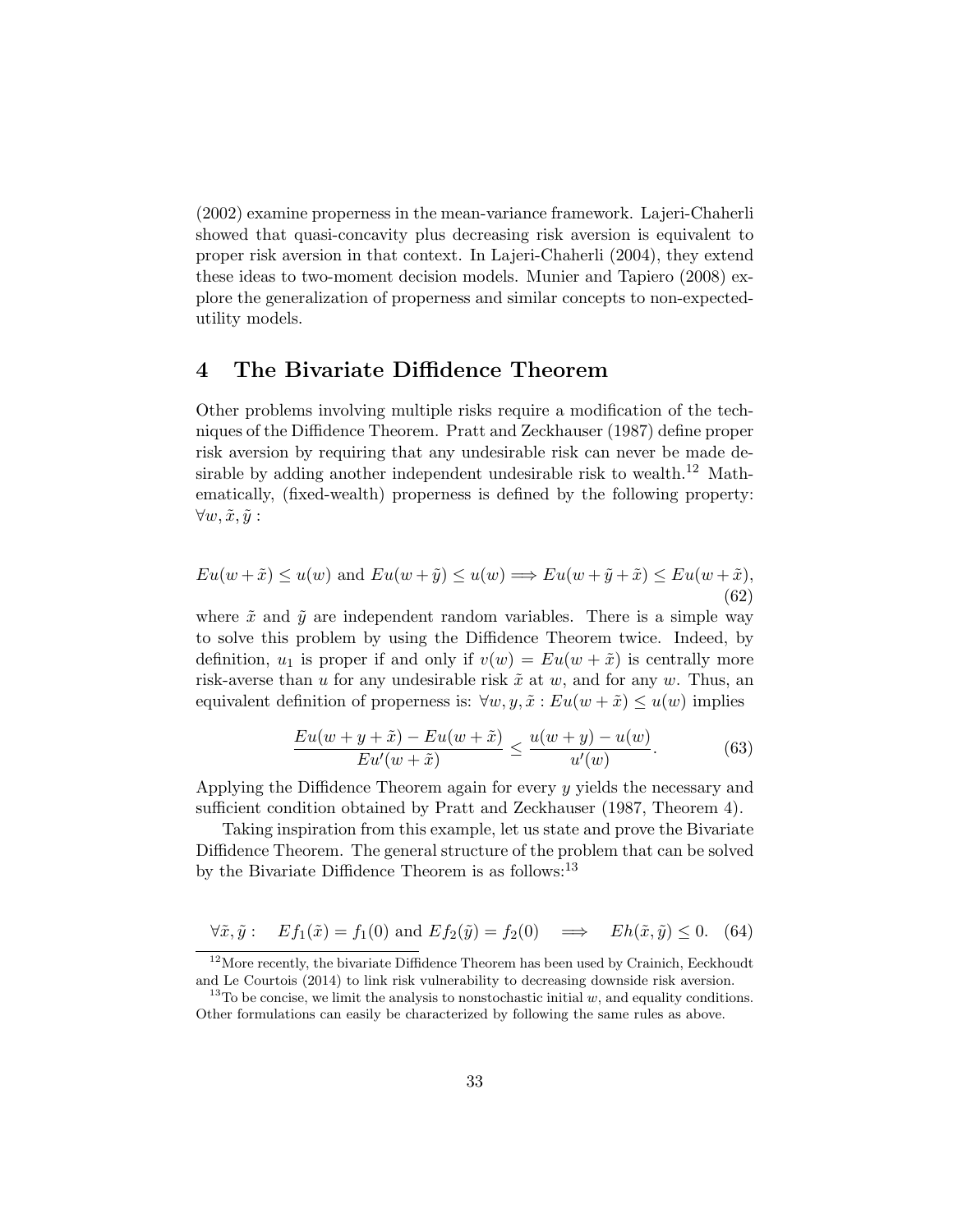(2002) examine properness in the mean-variance framework. Lajeri-Chaherli showed that quasi-concavity plus decreasing risk aversion is equivalent to proper risk aversion in that context. In Lajeri-Chaherli (2004), they extend these ideas to two-moment decision models. Munier and Tapiero (2008) explore the generalization of properness and similar concepts to non-expected-utility models.

## 4 The Bivariate Diffidence Theorem

Other problems involving multiple risks require a modification of the techniques of the Diffidence Theorem. Pratt and Zeckhauser (1987) define proper risk aversion by requiring that any undesirable risk can never be made desirable by adding another independent undesirable risk to wealth.[12] Mathematically, (fixed-wealth) properness is defined by the following property: $\forall w, \tilde{x}, \tilde{y}$ :

$$Eu(w+\tilde{x}) \leq u(w) \text{ and } Eu(w+\tilde{y}) \leq u(w) \Longrightarrow Eu(w+\tilde{y}+\tilde{x}) \leq Eu(w+\tilde{x}), \tag{62}$$

where $\tilde{x}$ and $\tilde{y}$ are independent random variables. There is a simple way to solve this problem by using the Diffidence Theorem twice. Indeed, by definition, $u_1$ is proper if and only if $v(w) = Eu(w+\tilde{x})$ is centrally more risk-averse than $u$ for any undesirable risk $\tilde{x}$ at $w$, and for any $w$. Thus, an equivalent definition of properness is: $\forall w, y, \tilde{x} : Eu(w+\tilde{x}) \leq u(w)$ implies

$$\frac{Eu(w+y+\tilde{x}) - Eu(w+\tilde{x})}{Eu'(w+\tilde{x})} \leq \frac{u(w+y) - u(w)}{u'(w)}. \tag{63}$$

Applying the Diffidence Theorem again for every $y$ yields the necessary and sufficient condition obtained by Pratt and Zeckhauser (1987, Theorem 4).

Taking inspiration from this example, let us state and prove the Bivariate Diffidence Theorem. The general structure of the problem that can be solved by the Bivariate Diffidence Theorem is as follows:[13]

$$\forall \tilde{x}, \tilde{y} : \quad Ef_1(\tilde{x}) = f_1(0) \text{ and } Ef_2(\tilde{y}) = f_2(0) \quad \Longrightarrow \quad Eh(\tilde{x}, \tilde{y}) \leq 0. \tag{64}$$

[12] More recently, the bivariate Diffidence Theorem has been used by Crainich, Eeckhoudt and Le Courtois (2014) to link risk vulnerability to decreasing downside risk aversion.

[13] To be concise, we limit the analysis to nonstochastic initial $w$, and equality conditions. Other formulations can easily be characterized by following the same rules as above.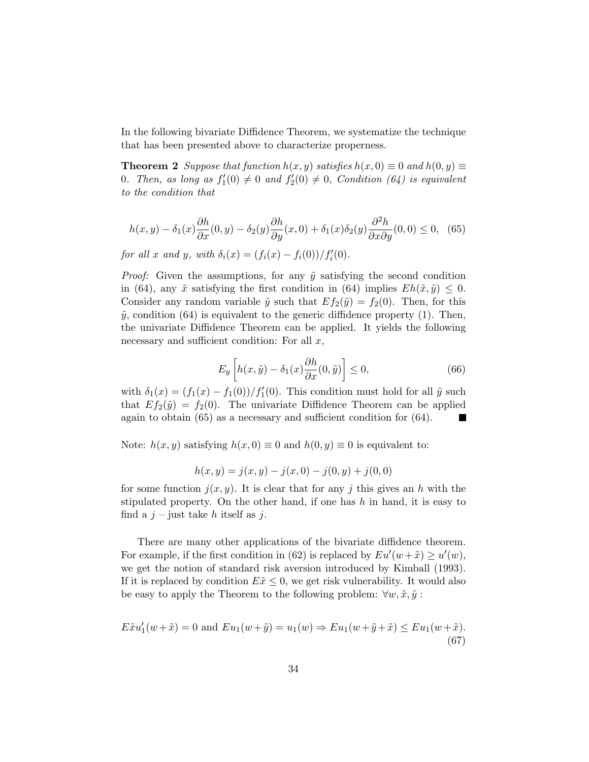In the following bivariate Diffidence Theorem, we systematize the technique that has been presented above to characterize properness.

**Theorem 2** *Suppose that function $h(x,y)$ satisfies $h(x,0) \equiv 0$ and $h(0,y) \equiv 0$. Then, as long as $f_1'(0) \neq 0$ and $f_2'(0) \neq 0$, Condition (64) is equivalent to the condition that*

$$h(x,y) - \delta_1(x)\frac{\partial h}{\partial x}(0,y) - \delta_2(y)\frac{\partial h}{\partial y}(x,0) + \delta_1(x)\delta_2(y)\frac{\partial^2 h}{\partial x \partial y}(0,0) \leq 0, \quad (65)$$

*for all $x$ and $y$, with $\delta_i(x) = (f_i(x) - f_i(0))/f_i'(0)$.*

*Proof:* Given the assumptions, for any $\tilde{y}$ satisfying the second condition in (64), any $\tilde{x}$ satisfying the first condition in (64) implies $Eh(\tilde{x},\tilde{y}) \leq 0$. Consider any random variable $\tilde{y}$ such that $Ef_2(\tilde{y}) = f_2(0)$. Then, for this $\tilde{y}$, condition (64) is equivalent to the generic diffidence property (1). Then, the univariate Diffidence Theorem can be applied. It yields the following necessary and sufficient condition: For all $x$,

$$E_y\left[h(x,\tilde{y}) - \delta_1(x)\frac{\partial h}{\partial x}(0,\tilde{y})\right] \leq 0, \quad (66)$$

with $\delta_1(x) = (f_1(x) - f_1(0))/f_1'(0)$. This condition must hold for all $\tilde{y}$ such that $Ef_2(\tilde{y}) = f_2(0)$. The univariate Diffidence Theorem can be applied again to obtain (65) as a necessary and sufficient condition for (64). ∎

Note: $h(x,y)$ satisfying $h(x,0) \equiv 0$ and $h(0,y) \equiv 0$ is equivalent to:

$$h(x,y) = j(x,y) - j(x,0) - j(0,y) + j(0,0)$$

for some function $j(x,y)$. It is clear that for any $j$ this gives an $h$ with the stipulated property. On the other hand, if one has $h$ in hand, it is easy to find a $j$ – just take $h$ itself as $j$.

There are many other applications of the bivariate diffidence theorem. For example, if the first condition in (62) is replaced by $Eu'(w+\tilde{x}) \geq u'(w)$, we get the notion of standard risk aversion introduced by Kimball (1993). If it is replaced by condition $E\tilde{x} \leq 0$, we get risk vulnerability. It would also be easy to apply the Theorem to the following problem: $\forall w, \tilde{x}, \tilde{y}$ :

$$E\tilde{x}u_1'(w+\tilde{x}) = 0 \text{ and } Eu_1(w+\tilde{y}) = u_1(w) \Rightarrow Eu_1(w+\tilde{y}+\tilde{x}) \leq Eu_1(w+\tilde{x}). \quad (67)$$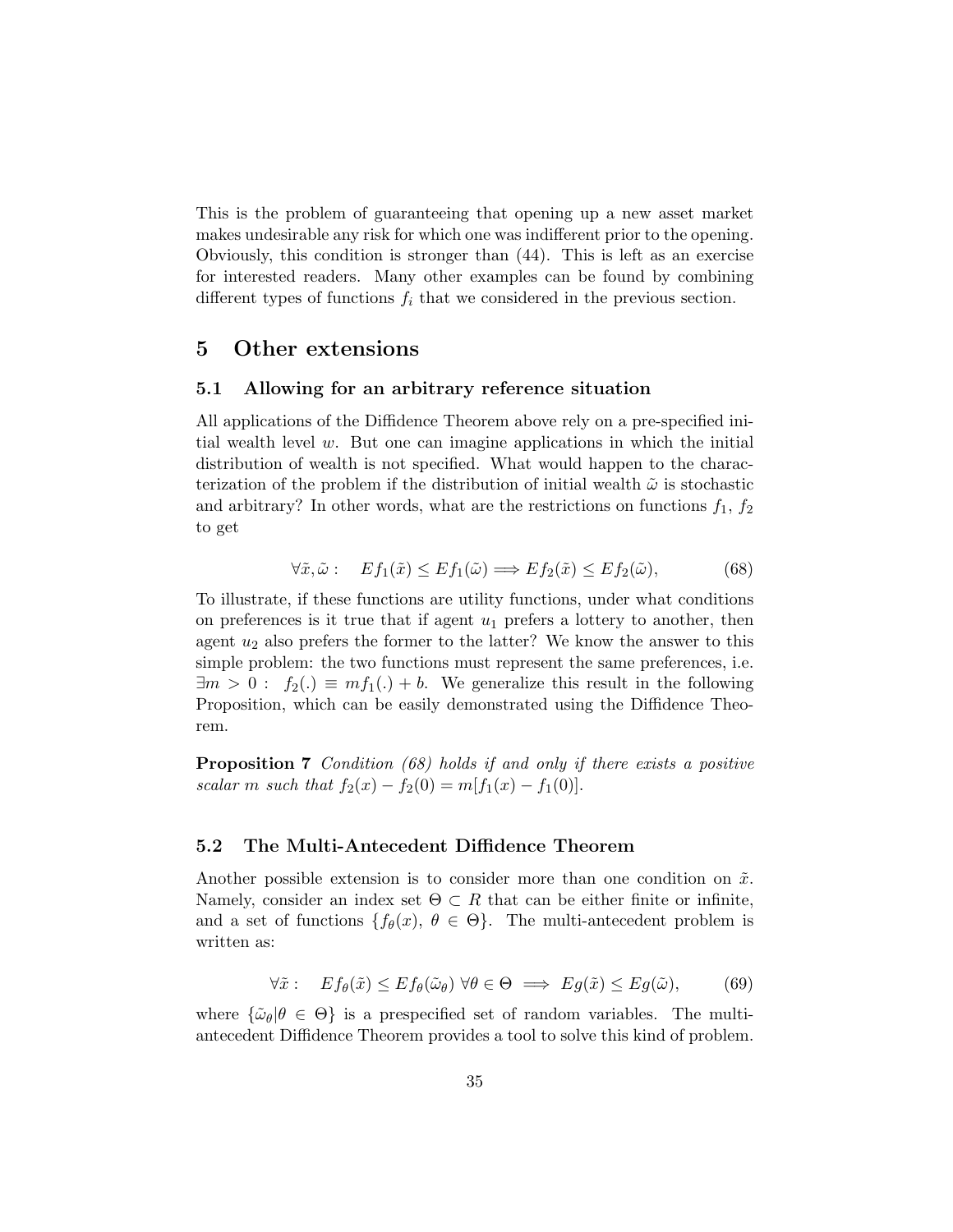This is the problem of guaranteeing that opening up a new asset market makes undesirable any risk for which one was indifferent prior to the opening. Obviously, this condition is stronger than (44). This is left as an exercise for interested readers. Many other examples can be found by combining different types of functions $f_i$ that we considered in the previous section.

# 5 Other extensions

## 5.1 Allowing for an arbitrary reference situation

All applications of the Diffidence Theorem above rely on a pre-specified initial wealth level $w$. But one can imagine applications in which the initial distribution of wealth is not specified. What would happen to the characterization of the problem if the distribution of initial wealth $\tilde{\omega}$ is stochastic and arbitrary? In other words, what are the restrictions on functions $f_1$, $f_2$ to get

$$\forall \tilde{x}, \tilde{\omega}: \quad Ef_1(\tilde{x}) \leq Ef_1(\tilde{\omega}) \Longrightarrow Ef_2(\tilde{x}) \leq Ef_2(\tilde{\omega}), \tag{68}$$

To illustrate, if these functions are utility functions, under what conditions on preferences is it true that if agent $u_1$ prefers a lottery to another, then agent $u_2$ also prefers the former to the latter? We know the answer to this simple problem: the two functions must represent the same preferences, i.e. $\exists m > 0: \ f_2(.) \equiv mf_1(.) + b$. We generalize this result in the following Proposition, which can be easily demonstrated using the Diffidence Theorem.

**Proposition 7** *Condition (68) holds if and only if there exists a positive scalar $m$ such that $f_2(x) - f_2(0) = m[f_1(x) - f_1(0)]$.*

## 5.2 The Multi-Antecedent Diffidence Theorem

Another possible extension is to consider more than one condition on $\tilde{x}$. Namely, consider an index set $\Theta \subset R$ that can be either finite or infinite, and a set of functions $\{f_\theta(x), \ \theta \in \Theta\}$. The multi-antecedent problem is written as:

$$\forall \tilde{x}: \quad Ef_\theta(\tilde{x}) \leq Ef_\theta(\tilde{\omega}_\theta) \ \forall \theta \in \Theta \implies Eg(\tilde{x}) \leq Eg(\tilde{\omega}), \tag{69}$$

where $\{\tilde{\omega}_\theta | \theta \in \Theta\}$ is a prespecified set of random variables. The multi-antecedent Diffidence Theorem provides a tool to solve this kind of problem.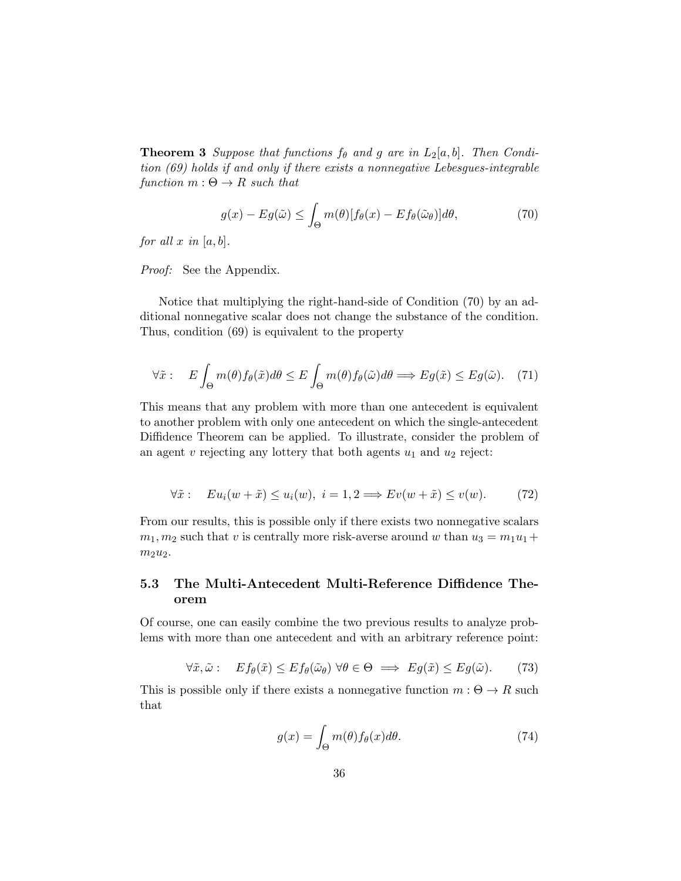**Theorem 3** *Suppose that functions $f_\theta$ and $g$ are in $L_2[a,b]$. Then Condition (69) holds if and only if there exists a nonnegative Lebesgues-integrable function $m : \Theta \to R$ such that*

$$g(x) - Eg(\tilde{\omega}) \leq \int_\Theta m(\theta)[f_\theta(x) - Ef_\theta(\tilde{\omega}_\theta)]d\theta, \tag{70}$$

*for all $x$ in $[a,b]$.*

*Proof:* See the Appendix.

Notice that multiplying the right-hand-side of Condition (70) by an additional nonnegative scalar does not change the substance of the condition. Thus, condition (69) is equivalent to the property

$$\forall \tilde{x} : \quad E\int_\Theta m(\theta) f_\theta(\tilde{x})d\theta \leq E\int_\Theta m(\theta) f_\theta(\tilde{\omega})d\theta \Longrightarrow Eg(\tilde{x}) \leq Eg(\tilde{\omega}). \tag{71}$$

This means that any problem with more than one antecedent is equivalent to another problem with only one antecedent on which the single-antecedent Diffidence Theorem can be applied. To illustrate, consider the problem of an agent $v$ rejecting any lottery that both agents $u_1$ and $u_2$ reject:

$$\forall \tilde{x} : \quad Eu_i(w + \tilde{x}) \leq u_i(w), \ i = 1, 2 \Longrightarrow Ev(w + \tilde{x}) \leq v(w). \tag{72}$$

From our results, this is possible only if there exists two nonnegative scalars $m_1, m_2$ such that $v$ is centrally more risk-averse around $w$ than $u_3 = m_1 u_1 + m_2 u_2$.

### 5.3 The Multi-Antecedent Multi-Reference Diffidence Theorem

Of course, one can easily combine the two previous results to analyze problems with more than one antecedent and with an arbitrary reference point:

$$\forall \tilde{x}, \tilde{\omega} : \quad Ef_\theta(\tilde{x}) \leq Ef_\theta(\tilde{\omega}_\theta) \ \forall \theta \in \Theta \implies Eg(\tilde{x}) \leq Eg(\tilde{\omega}). \tag{73}$$

This is possible only if there exists a nonnegative function $m : \Theta \to R$ such that

$$g(x) = \int_\Theta m(\theta) f_\theta(x) d\theta. \tag{74}$$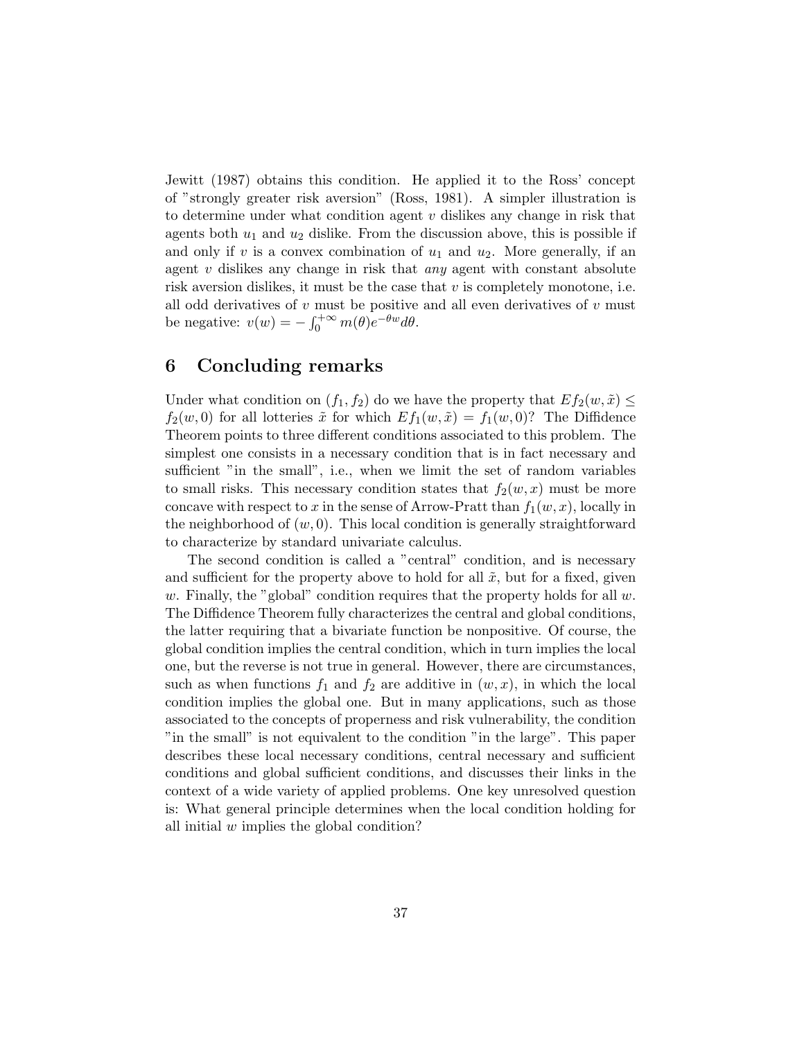Jewitt (1987) obtains this condition. He applied it to the Ross' concept of "strongly greater risk aversion" (Ross, 1981). A simpler illustration is to determine under what condition agent $v$ dislikes any change in risk that agents both $u_1$ and $u_2$ dislike. From the discussion above, this is possible if and only if $v$ is a convex combination of $u_1$ and $u_2$. More generally, if an agent $v$ dislikes any change in risk that *any* agent with constant absolute risk aversion dislikes, it must be the case that $v$ is completely monotone, i.e. all odd derivatives of $v$ must be positive and all even derivatives of $v$ must be negative: $v(w) = -\int_0^{+\infty} m(\theta)e^{-\theta w}d\theta$.

# 6 Concluding remarks

Under what condition on $(f_1, f_2)$ do we have the property that $Ef_2(w, \tilde{x}) \leq f_2(w, 0)$ for all lotteries $\tilde{x}$ for which $Ef_1(w, \tilde{x}) = f_1(w, 0)$? The Diffidence Theorem points to three different conditions associated to this problem. The simplest one consists in a necessary condition that is in fact necessary and sufficient "in the small", i.e., when we limit the set of random variables to small risks. This necessary condition states that $f_2(w, x)$ must be more concave with respect to $x$ in the sense of Arrow-Pratt than $f_1(w, x)$, locally in the neighborhood of $(w, 0)$. This local condition is generally straightforward to characterize by standard univariate calculus.

The second condition is called a "central" condition, and is necessary and sufficient for the property above to hold for all $\tilde{x}$, but for a fixed, given $w$. Finally, the "global" condition requires that the property holds for all $w$. The Diffidence Theorem fully characterizes the central and global conditions, the latter requiring that a bivariate function be nonpositive. Of course, the global condition implies the central condition, which in turn implies the local one, but the reverse is not true in general. However, there are circumstances, such as when functions $f_1$ and $f_2$ are additive in $(w, x)$, in which the local condition implies the global one. But in many applications, such as those associated to the concepts of properness and risk vulnerability, the condition "in the small" is not equivalent to the condition "in the large". This paper describes these local necessary conditions, central necessary and sufficient conditions and global sufficient conditions, and discusses their links in the context of a wide variety of applied problems. One key unresolved question is: What general principle determines when the local condition holding for all initial $w$ implies the global condition?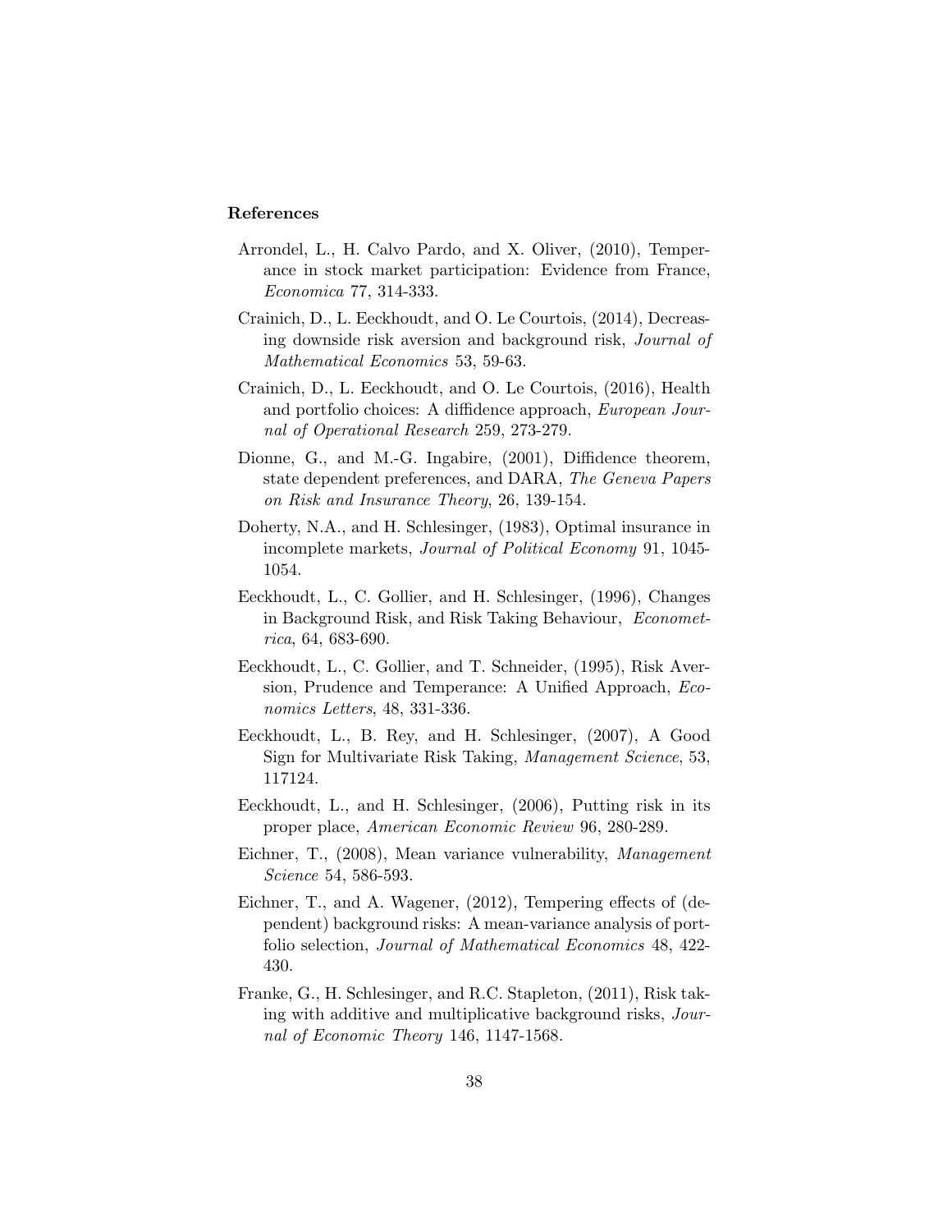**References**

Arrondel, L., H. Calvo Pardo, and X. Oliver, (2010), Temperance in stock market participation: Evidence from France, *Economica* 77, 314-333.

Crainich, D., L. Eeckhoudt, and O. Le Courtois, (2014), Decreasing downside risk aversion and background risk, *Journal of Mathematical Economics* 53, 59-63.

Crainich, D., L. Eeckhoudt, and O. Le Courtois, (2016), Health and portfolio choices: A diffidence approach, *European Journal of Operational Research* 259, 273-279.

Dionne, G., and M.-G. Ingabire, (2001), Diffidence theorem, state dependent preferences, and DARA, *The Geneva Papers on Risk and Insurance Theory*, 26, 139-154.

Doherty, N.A., and H. Schlesinger, (1983), Optimal insurance in incomplete markets, *Journal of Political Economy* 91, 1045-1054.

Eeckhoudt, L., C. Gollier, and H. Schlesinger, (1996), Changes in Background Risk, and Risk Taking Behaviour, *Econometrica*, 64, 683-690.

Eeckhoudt, L., C. Gollier, and T. Schneider, (1995), Risk Aversion, Prudence and Temperance: A Unified Approach, *Economics Letters*, 48, 331-336.

Eeckhoudt, L., B. Rey, and H. Schlesinger, (2007), A Good Sign for Multivariate Risk Taking, *Management Science*, 53, 117124.

Eeckhoudt, L., and H. Schlesinger, (2006), Putting risk in its proper place, *American Economic Review* 96, 280-289.

Eichner, T., (2008), Mean variance vulnerability, *Management Science* 54, 586-593.

Eichner, T., and A. Wagener, (2012), Tempering effects of (dependent) background risks: A mean-variance analysis of portfolio selection, *Journal of Mathematical Economics* 48, 422-430.

Franke, G., H. Schlesinger, and R.C. Stapleton, (2011), Risk taking with additive and multiplicative background risks, *Journal of Economic Theory* 146, 1147-1568.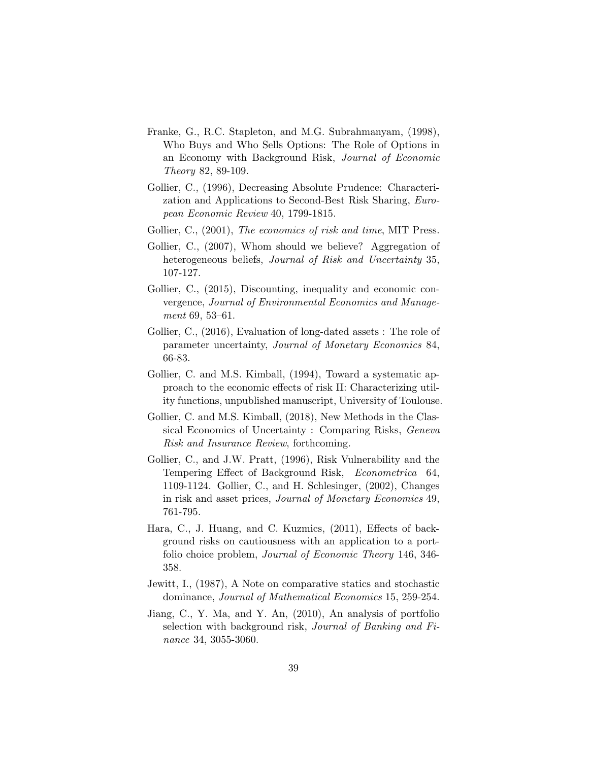Franke, G., R.C. Stapleton, and M.G. Subrahmanyam, (1998), Who Buys and Who Sells Options: The Role of Options in an Economy with Background Risk, *Journal of Economic Theory* 82, 89-109.

Gollier, C., (1996), Decreasing Absolute Prudence: Characterization and Applications to Second-Best Risk Sharing, *European Economic Review* 40, 1799-1815.

Gollier, C., (2001), *The economics of risk and time*, MIT Press.

Gollier, C., (2007), Whom should we believe? Aggregation of heterogeneous beliefs, *Journal of Risk and Uncertainty* 35, 107-127.

Gollier, C., (2015), Discounting, inequality and economic convergence, *Journal of Environmental Economics and Management* 69, 53–61.

Gollier, C., (2016), Evaluation of long-dated assets : The role of parameter uncertainty, *Journal of Monetary Economics* 84, 66-83.

Gollier, C. and M.S. Kimball, (1994), Toward a systematic approach to the economic effects of risk II: Characterizing utility functions, unpublished manuscript, University of Toulouse.

Gollier, C. and M.S. Kimball, (2018), New Methods in the Classical Economics of Uncertainty : Comparing Risks, *Geneva Risk and Insurance Review*, forthcoming.

Gollier, C., and J.W. Pratt, (1996), Risk Vulnerability and the Tempering Effect of Background Risk, *Econometrica* 64, 1109-1124. Gollier, C., and H. Schlesinger, (2002), Changes in risk and asset prices, *Journal of Monetary Economics* 49, 761-795.

Hara, C., J. Huang, and C. Kuzmics, (2011), Effects of background risks on cautiousness with an application to a portfolio choice problem, *Journal of Economic Theory* 146, 346-358.

Jewitt, I., (1987), A Note on comparative statics and stochastic dominance, *Journal of Mathematical Economics* 15, 259-254.

Jiang, C., Y. Ma, and Y. An, (2010), An analysis of portfolio selection with background risk, *Journal of Banking and Finance* 34, 3055-3060.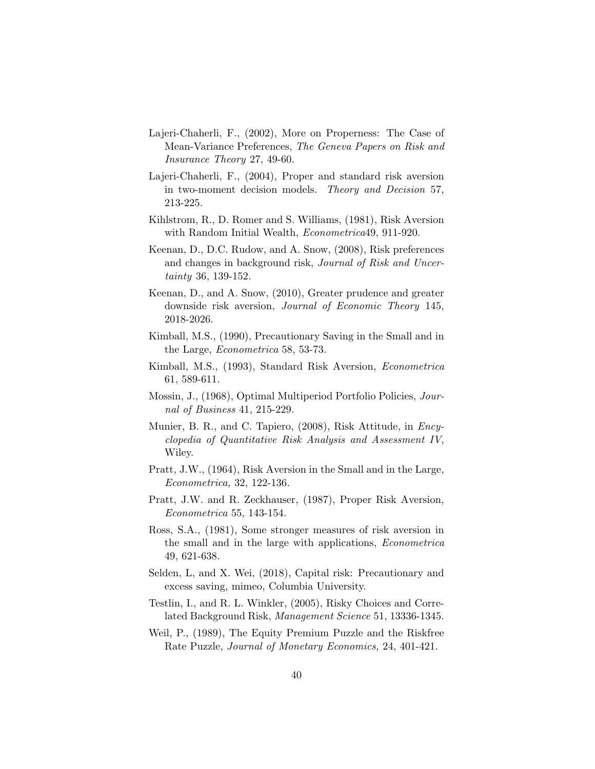Lajeri-Chaherli, F., (2002), More on Properness: The Case of Mean-Variance Preferences, *The Geneva Papers on Risk and Insurance Theory* 27, 49-60.

Lajeri-Chaherli, F., (2004), Proper and standard risk aversion in two-moment decision models. *Theory and Decision* 57, 213-225.

Kihlstrom, R., D. Romer and S. Williams, (1981), Risk Aversion with Random Initial Wealth, *Econometrica*49, 911-920.

Keenan, D., D.C. Rudow, and A. Snow, (2008), Risk preferences and changes in background risk, *Journal of Risk and Uncertainty* 36, 139-152.

Keenan, D., and A. Snow, (2010), Greater prudence and greater downside risk aversion, *Journal of Economic Theory* 145, 2018-2026.

Kimball, M.S., (1990), Precautionary Saving in the Small and in the Large, *Econometrica* 58, 53-73.

Kimball, M.S., (1993), Standard Risk Aversion, *Econometrica* 61, 589-611.

Mossin, J., (1968), Optimal Multiperiod Portfolio Policies, *Journal of Business* 41, 215-229.

Munier, B. R., and C. Tapiero, (2008), Risk Attitude, in *Encyclopedia of Quantitative Risk Analysis and Assessment IV*, Wiley.

Pratt, J.W., (1964), Risk Aversion in the Small and in the Large, *Econometrica,* 32, 122-136.

Pratt, J.W. and R. Zeckhauser, (1987), Proper Risk Aversion, *Econometrica* 55, 143-154.

Ross, S.A., (1981), Some stronger measures of risk aversion in the small and in the large with applications, *Econometrica* 49, 621-638.

Selden, L, and X. Wei, (2018), Capital risk: Precautionary and excess saving, mimeo, Columbia University.

Testlin, I., and R. L. Winkler, (2005), Risky Choices and Correlated Background Risk, *Management Science* 51, 13336-1345.

Weil, P., (1989), The Equity Premium Puzzle and the Riskfree Rate Puzzle, *Journal of Monetary Economics,* 24, 401-421.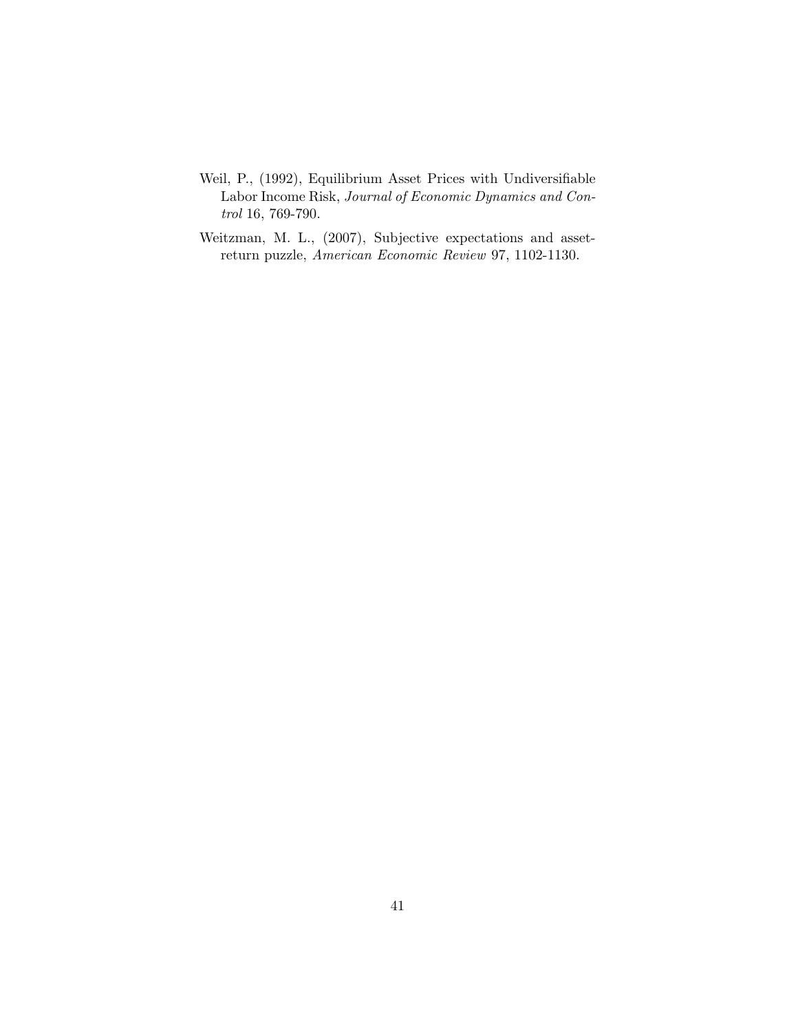Weil, P., (1992), Equilibrium Asset Prices with Undiversifiable Labor Income Risk, *Journal of Economic Dynamics and Control* 16, 769-790.

Weitzman, M. L., (2007), Subjective expectations and asset-return puzzle, *American Economic Review* 97, 1102-1130.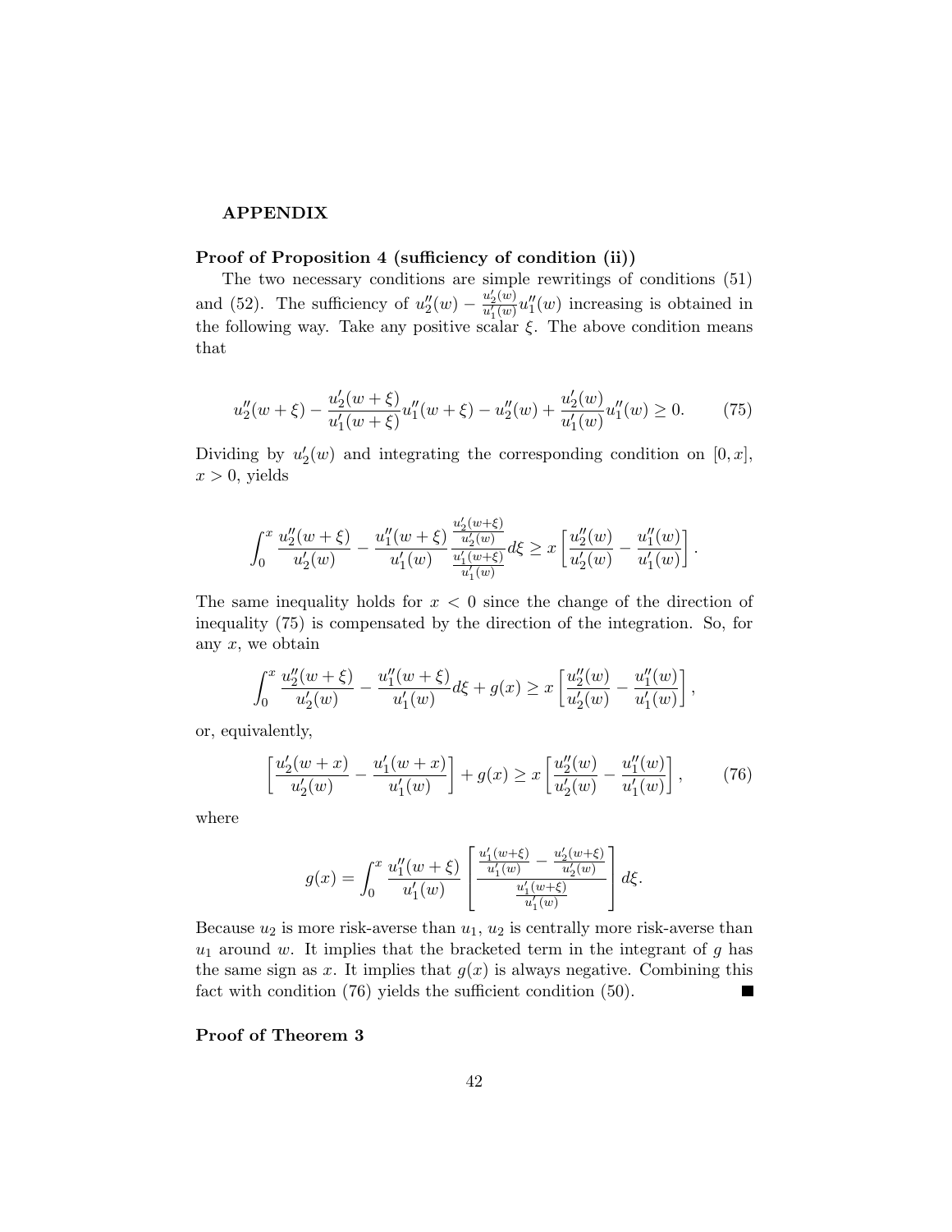**APPENDIX**

**Proof of Proposition 4 (sufficiency of condition (ii))**

The two necessary conditions are simple rewritings of conditions (51) and (52). The sufficiency of $u_2''(w) - \frac{u_2'(w)}{u_1'(w)} u_1''(w)$ increasing is obtained in the following way. Take any positive scalar $\xi$. The above condition means that

$$u_2''(w+\xi) - \frac{u_2'(w+\xi)}{u_1'(w+\xi)} u_1''(w+\xi) - u_2''(w) + \frac{u_2'(w)}{u_1'(w)} u_1''(w) \geq 0. \qquad (75)$$

Dividing by $u_2'(w)$ and integrating the corresponding condition on $[0, x]$, $x > 0$, yields

$$\int_0^x \frac{u_2''(w+\xi)}{u_2'(w)} - \frac{u_1''(w+\xi)}{u_1'(w)} \frac{\frac{u_2'(w+\xi)}{u_2'(w)}}{\frac{u_1'(w+\xi)}{u_1'(w)}} d\xi \geq x \left[ \frac{u_2''(w)}{u_2'(w)} - \frac{u_1''(w)}{u_1'(w)} \right].$$

The same inequality holds for $x < 0$ since the change of the direction of inequality (75) is compensated by the direction of the integration. So, for any $x$, we obtain

$$\int_0^x \frac{u_2''(w+\xi)}{u_2'(w)} - \frac{u_1''(w+\xi)}{u_1'(w)} d\xi + g(x) \geq x \left[ \frac{u_2''(w)}{u_2'(w)} - \frac{u_1''(w)}{u_1'(w)} \right],$$

or, equivalently,

$$\left[ \frac{u_2'(w+x)}{u_2'(w)} - \frac{u_1'(w+x)}{u_1'(w)} \right] + g(x) \geq x \left[ \frac{u_2''(w)}{u_2'(w)} - \frac{u_1''(w)}{u_1'(w)} \right], \qquad (76)$$

where

$$g(x) = \int_0^x \frac{u_1''(w+\xi)}{u_1'(w)} \left[ \frac{\frac{u_1'(w+\xi)}{u_1'(w)} - \frac{u_2'(w+\xi)}{u_2'(w)}}{\frac{u_1'(w+\xi)}{u_1'(w)}} \right] d\xi.$$

Because $u_2$ is more risk-averse than $u_1$, $u_2$ is centrally more risk-averse than $u_1$ around $w$. It implies that the bracketed term in the integrant of $g$ has the same sign as $x$. It implies that $g(x)$ is always negative. Combining this fact with condition (76) yields the sufficient condition (50). ■

**Proof of Theorem 3**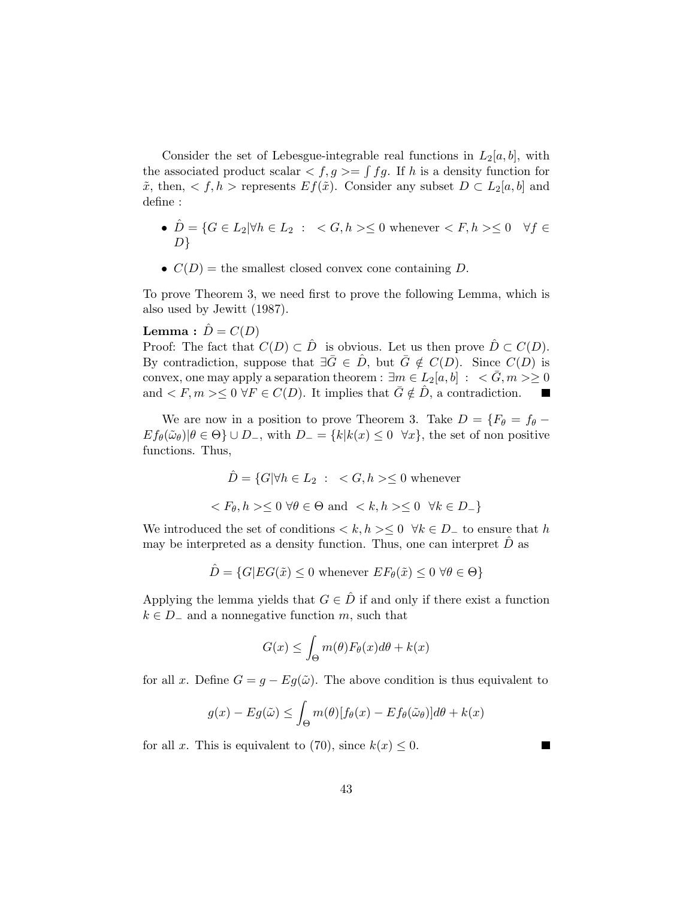Consider the set of Lebesgue-integrable real functions in $L_2[a,b]$, with the associated product scalar $< f, g >= \int fg$. If $h$ is a density function for $\tilde{x}$, then, $< f, h >$ represents $Ef(\tilde{x})$. Consider any subset $D \subset L_2[a,b]$ and define :

- $\hat{D} = \{G \in L_2 | \forall h \in L_2 \ : \ < G, h > \leq 0$ whenever $< F, h > \leq 0 \quad \forall f \in D\}$
- $C(D) =$ the smallest closed convex cone containing $D$.

To prove Theorem 3, we need first to prove the following Lemma, which is also used by Jewitt (1987).

**Lemma :** $\hat{D} = C(D)$

Proof: The fact that $C(D) \subset \hat{D}$ is obvious. Let us then prove $\hat{D} \subset C(D)$. By contradiction, suppose that $\exists \bar{G} \in \hat{D}$, but $\bar{G} \notin C(D)$. Since $C(D)$ is convex, one may apply a separation theorem : $\exists m \in L_2[a,b] \ : \ < \bar{G}, m > \geq 0$ and $< F, m > \leq 0 \ \forall F \in C(D)$. It implies that $\bar{G} \notin \hat{D}$, a contradiction. ■

We are now in a position to prove Theorem 3. Take $D = \{F_\theta = f_\theta - Ef_\theta(\tilde{\omega}_\theta) | \theta \in \Theta\} \cup D_-$, with $D_- = \{k | k(x) \leq 0 \ \ \forall x\}$, the set of non positive functions. Thus,

$$\hat{D} = \{G | \forall h \in L_2 \ : \ < G, h > \leq 0 \text{ whenever}$$

$$< F_\theta, h > \leq 0 \ \forall \theta \in \Theta \text{ and } \ < k, h > \leq 0 \ \ \forall k \in D_-\}$$

We introduced the set of conditions $< k, h > \leq 0 \ \ \forall k \in D_-$ to ensure that $h$ may be interpreted as a density function. Thus, one can interpret $\hat{D}$ as

$$\hat{D} = \{G | EG(\tilde{x}) \leq 0 \text{ whenever } EF_\theta(\tilde{x}) \leq 0 \ \forall \theta \in \Theta\}$$

Applying the lemma yields that $G \in \hat{D}$ if and only if there exist a function $k \in D_-$ and a nonnegative function $m$, such that

$$G(x) \leq \int_\Theta m(\theta) F_\theta(x) d\theta + k(x)$$

for all $x$. Define $G = g - Eg(\tilde{\omega})$. The above condition is thus equivalent to

$$g(x) - Eg(\tilde{\omega}) \leq \int_\Theta m(\theta)[f_\theta(x) - Ef_\theta(\tilde{\omega}_\theta)] d\theta + k(x)$$

for all $x$. This is equivalent to (70), since $k(x) \leq 0$. ■